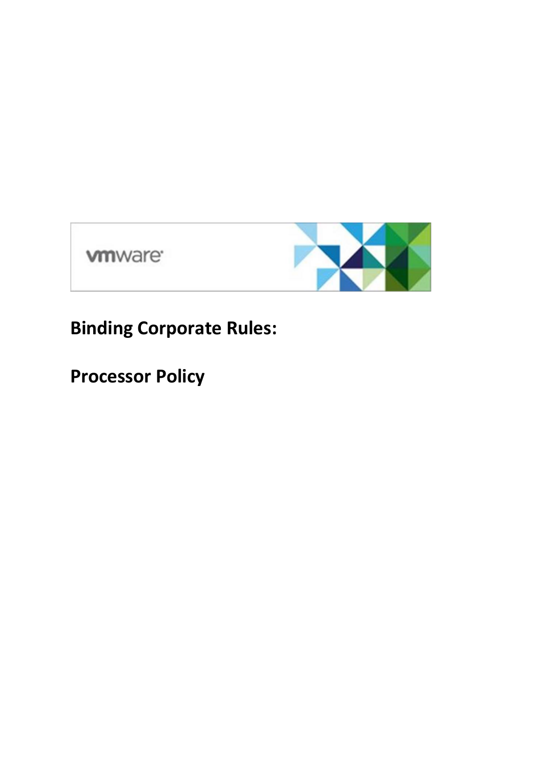# Binding Corporate Rules:

# Processor Policy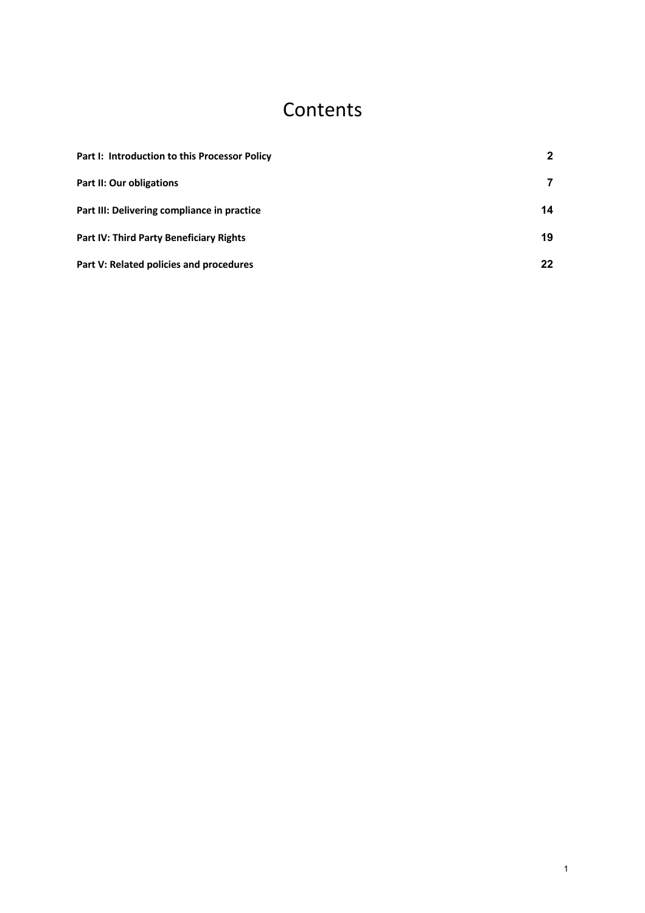# Contents

| | |
|---|---|
| **Part I: Introduction to this Processor Policy** | **2** |
| **Part II: Our obligations** | **7** |
| **Part III: Delivering compliance in practice** | **14** |
| **Part IV: Third Party Beneficiary Rights** | **19** |
| **Part V: Related policies and procedures** | **22** |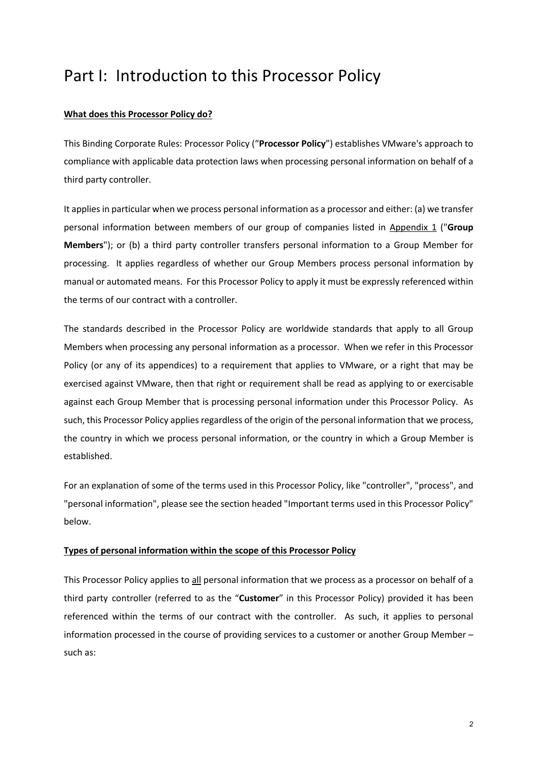# Part I: Introduction to this Processor Policy

**What does this Processor Policy do?**

This Binding Corporate Rules: Processor Policy ("**Processor Policy**") establishes VMware's approach to compliance with applicable data protection laws when processing personal information on behalf of a third party controller.

It applies in particular when we process personal information as a processor and either: (a) we transfer personal information between members of our group of companies listed in Appendix 1 ("**Group Members**"); or (b) a third party controller transfers personal information to a Group Member for processing. It applies regardless of whether our Group Members process personal information by manual or automated means. For this Processor Policy to apply it must be expressly referenced within the terms of our contract with a controller.

The standards described in the Processor Policy are worldwide standards that apply to all Group Members when processing any personal information as a processor. When we refer in this Processor Policy (or any of its appendices) to a requirement that applies to VMware, or a right that may be exercised against VMware, then that right or requirement shall be read as applying to or exercisable against each Group Member that is processing personal information under this Processor Policy. As such, this Processor Policy applies regardless of the origin of the personal information that we process, the country in which we process personal information, or the country in which a Group Member is established.

For an explanation of some of the terms used in this Processor Policy, like "controller", "process", and "personal information", please see the section headed "Important terms used in this Processor Policy" below.

**Types of personal information within the scope of this Processor Policy**

This Processor Policy applies to all personal information that we process as a processor on behalf of a third party controller (referred to as the "**Customer**" in this Processor Policy) provided it has been referenced within the terms of our contract with the controller. As such, it applies to personal information processed in the course of providing services to a customer or another Group Member – such as: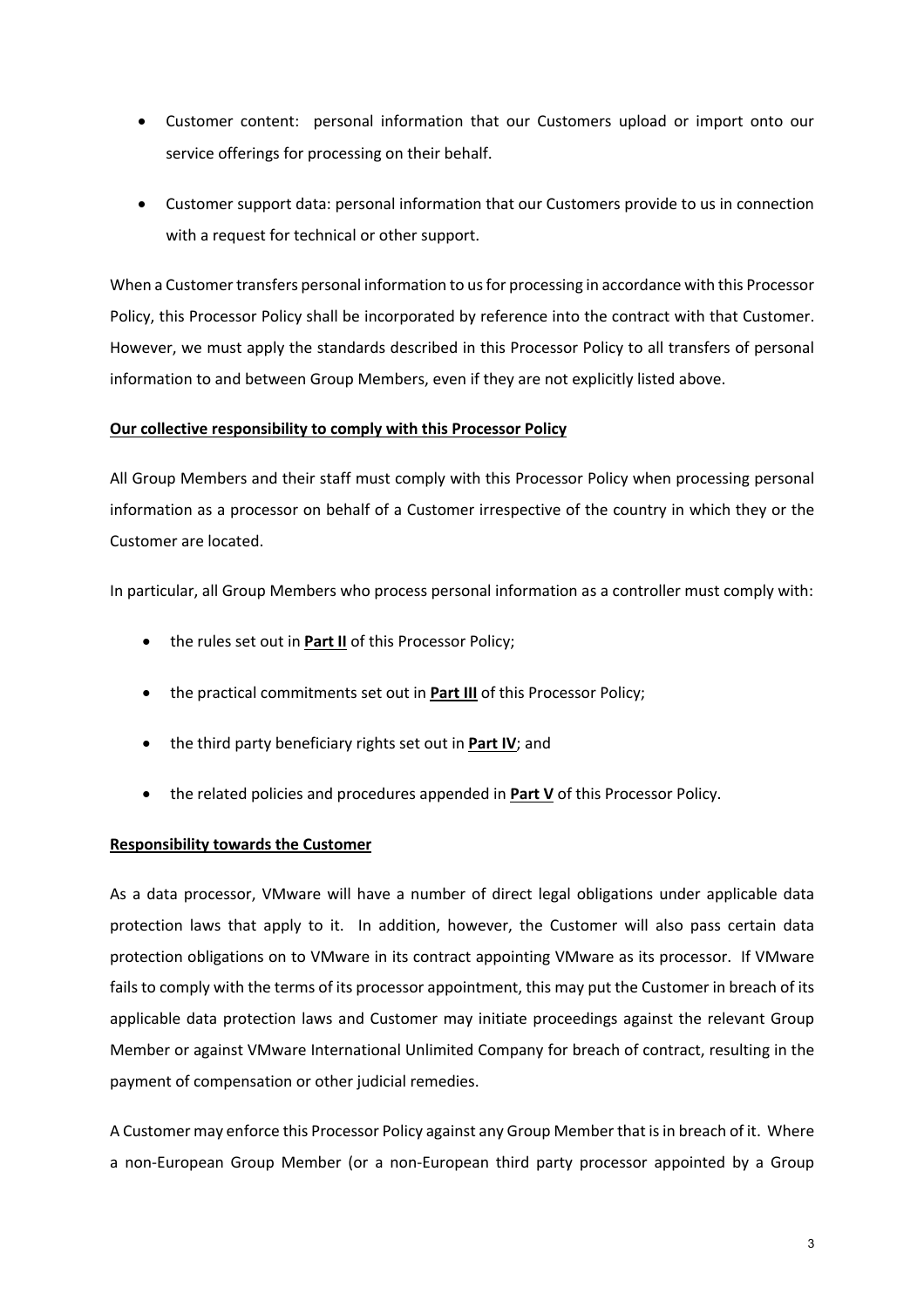- Customer content: personal information that our Customers upload or import onto our service offerings for processing on their behalf.

- Customer support data: personal information that our Customers provide to us in connection with a request for technical or other support.

When a Customer transfers personal information to us for processing in accordance with this Processor Policy, this Processor Policy shall be incorporated by reference into the contract with that Customer. However, we must apply the standards described in this Processor Policy to all transfers of personal information to and between Group Members, even if they are not explicitly listed above.

**Our collective responsibility to comply with this Processor Policy**

All Group Members and their staff must comply with this Processor Policy when processing personal information as a processor on behalf of a Customer irrespective of the country in which they or the Customer are located.

In particular, all Group Members who process personal information as a controller must comply with:

- the rules set out in **Part II** of this Processor Policy;

- the practical commitments set out in **Part III** of this Processor Policy;

- the third party beneficiary rights set out in **Part IV**; and

- the related policies and procedures appended in **Part V** of this Processor Policy.

**Responsibility towards the Customer**

As a data processor, VMware will have a number of direct legal obligations under applicable data protection laws that apply to it. In addition, however, the Customer will also pass certain data protection obligations on to VMware in its contract appointing VMware as its processor. If VMware fails to comply with the terms of its processor appointment, this may put the Customer in breach of its applicable data protection laws and Customer may initiate proceedings against the relevant Group Member or against VMware International Unlimited Company for breach of contract, resulting in the payment of compensation or other judicial remedies.

A Customer may enforce this Processor Policy against any Group Member that is in breach of it. Where a non-European Group Member (or a non-European third party processor appointed by a Group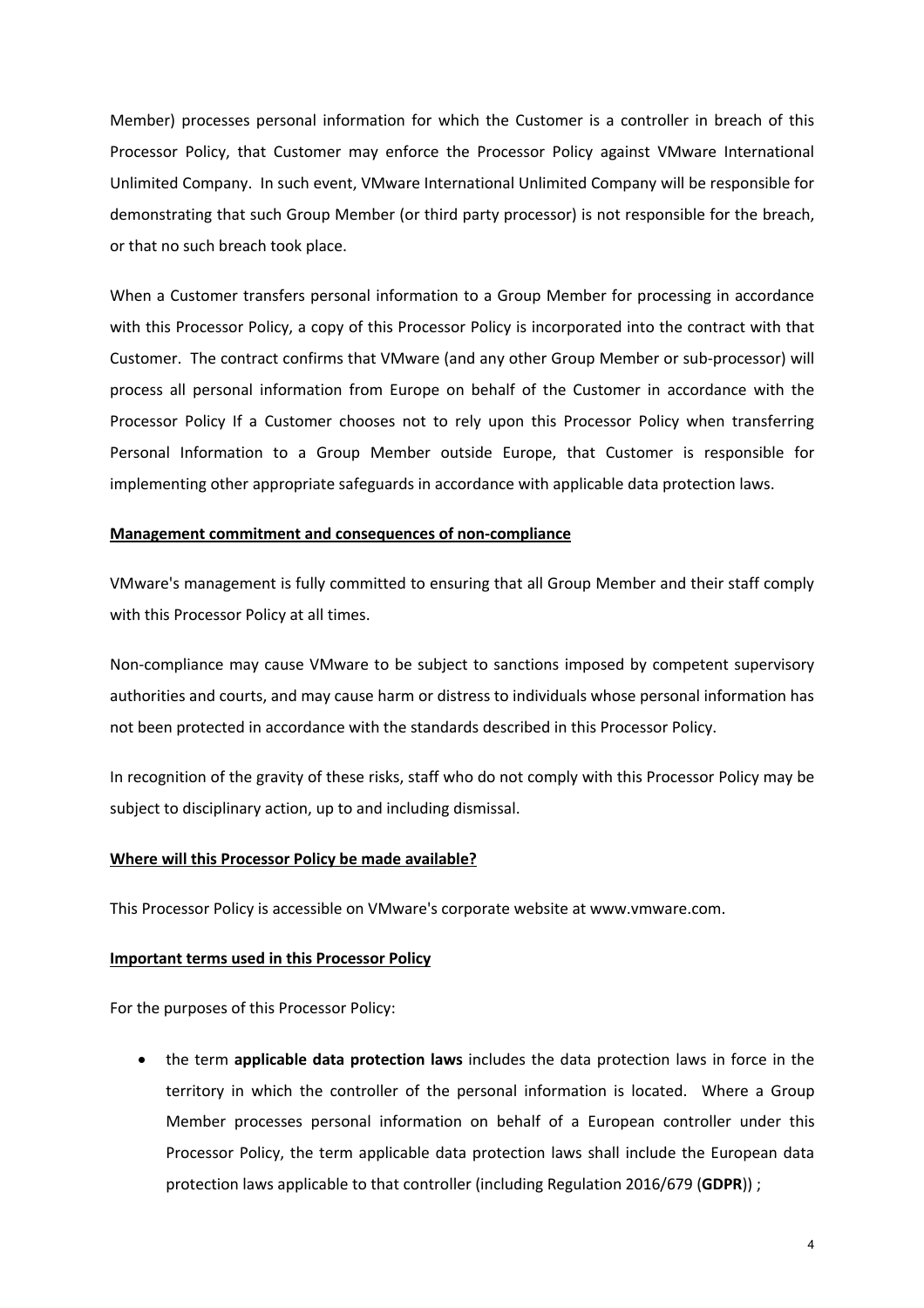Member) processes personal information for which the Customer is a controller in breach of this Processor Policy, that Customer may enforce the Processor Policy against VMware International Unlimited Company. In such event, VMware International Unlimited Company will be responsible for demonstrating that such Group Member (or third party processor) is not responsible for the breach, or that no such breach took place.

When a Customer transfers personal information to a Group Member for processing in accordance with this Processor Policy, a copy of this Processor Policy is incorporated into the contract with that Customer. The contract confirms that VMware (and any other Group Member or sub-processor) will process all personal information from Europe on behalf of the Customer in accordance with the Processor Policy If a Customer chooses not to rely upon this Processor Policy when transferring Personal Information to a Group Member outside Europe, that Customer is responsible for implementing other appropriate safeguards in accordance with applicable data protection laws.

**Management commitment and consequences of non-compliance**

VMware's management is fully committed to ensuring that all Group Member and their staff comply with this Processor Policy at all times.

Non-compliance may cause VMware to be subject to sanctions imposed by competent supervisory authorities and courts, and may cause harm or distress to individuals whose personal information has not been protected in accordance with the standards described in this Processor Policy.

In recognition of the gravity of these risks, staff who do not comply with this Processor Policy may be subject to disciplinary action, up to and including dismissal.

**Where will this Processor Policy be made available?**

This Processor Policy is accessible on VMware's corporate website at www.vmware.com.

**Important terms used in this Processor Policy**

For the purposes of this Processor Policy:

- the term **applicable data protection laws** includes the data protection laws in force in the territory in which the controller of the personal information is located. Where a Group Member processes personal information on behalf of a European controller under this Processor Policy, the term applicable data protection laws shall include the European data protection laws applicable to that controller (including Regulation 2016/679 (**GDPR**)) ;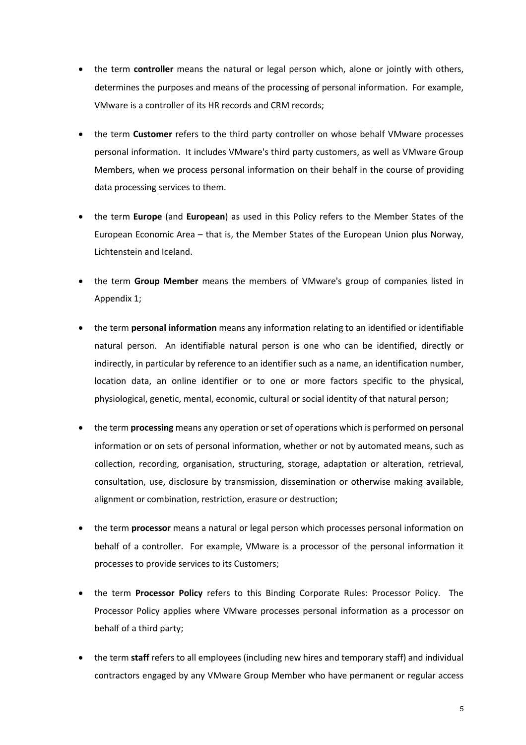- the term **controller** means the natural or legal person which, alone or jointly with others, determines the purposes and means of the processing of personal information. For example, VMware is a controller of its HR records and CRM records;

- the term **Customer** refers to the third party controller on whose behalf VMware processes personal information. It includes VMware's third party customers, as well as VMware Group Members, when we process personal information on their behalf in the course of providing data processing services to them.

- the term **Europe** (and **European**) as used in this Policy refers to the Member States of the European Economic Area – that is, the Member States of the European Union plus Norway, Lichtenstein and Iceland.

- the term **Group Member** means the members of VMware's group of companies listed in Appendix 1;

- the term **personal information** means any information relating to an identified or identifiable natural person. An identifiable natural person is one who can be identified, directly or indirectly, in particular by reference to an identifier such as a name, an identification number, location data, an online identifier or to one or more factors specific to the physical, physiological, genetic, mental, economic, cultural or social identity of that natural person;

- the term **processing** means any operation or set of operations which is performed on personal information or on sets of personal information, whether or not by automated means, such as collection, recording, organisation, structuring, storage, adaptation or alteration, retrieval, consultation, use, disclosure by transmission, dissemination or otherwise making available, alignment or combination, restriction, erasure or destruction;

- the term **processor** means a natural or legal person which processes personal information on behalf of a controller. For example, VMware is a processor of the personal information it processes to provide services to its Customers;

- the term **Processor Policy** refers to this Binding Corporate Rules: Processor Policy. The Processor Policy applies where VMware processes personal information as a processor on behalf of a third party;

- the term **staff** refers to all employees (including new hires and temporary staff) and individual contractors engaged by any VMware Group Member who have permanent or regular access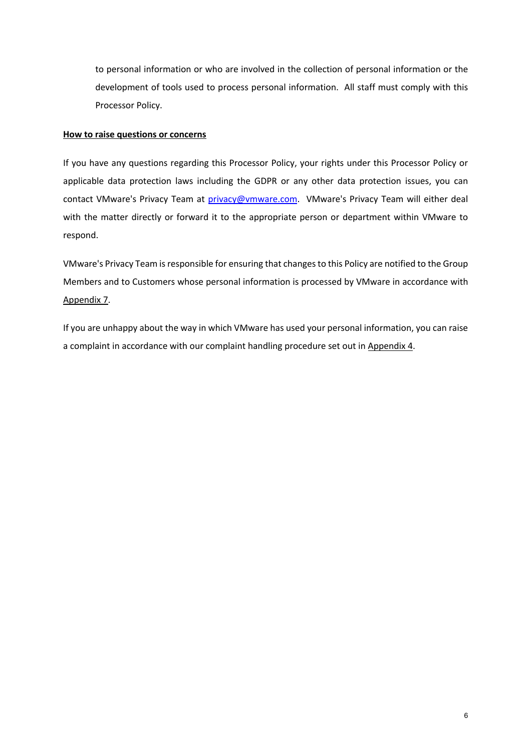to personal information or who are involved in the collection of personal information or the development of tools used to process personal information. All staff must comply with this Processor Policy.

**How to raise questions or concerns**

If you have any questions regarding this Processor Policy, your rights under this Processor Policy or applicable data protection laws including the GDPR or any other data protection issues, you can contact VMware's Privacy Team at privacy@vmware.com. VMware's Privacy Team will either deal with the matter directly or forward it to the appropriate person or department within VMware to respond.

VMware's Privacy Team is responsible for ensuring that changes to this Policy are notified to the Group Members and to Customers whose personal information is processed by VMware in accordance with Appendix 7.

If you are unhappy about the way in which VMware has used your personal information, you can raise a complaint in accordance with our complaint handling procedure set out in Appendix 4.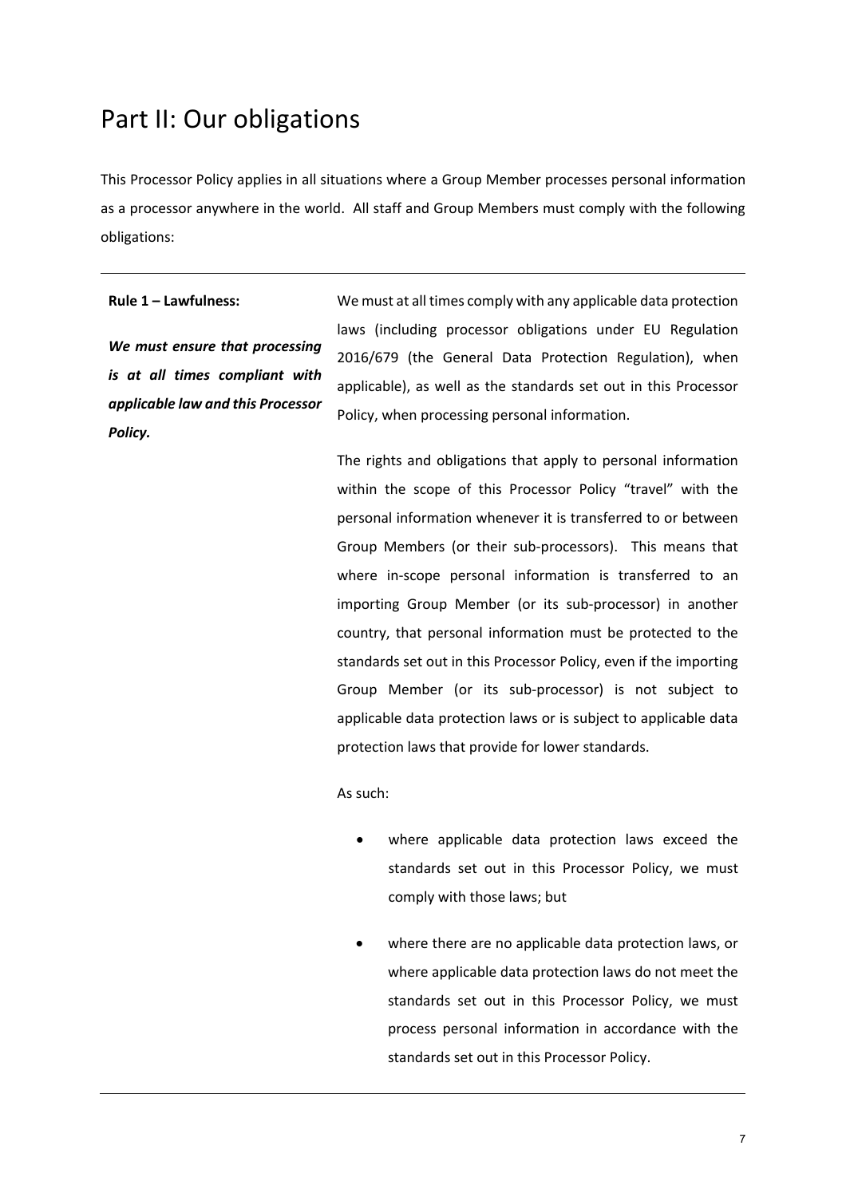# Part II: Our obligations

This Processor Policy applies in all situations where a Group Member processes personal information as a processor anywhere in the world. All staff and Group Members must comply with the following obligations:

---

**Rule 1 – Lawfulness:**

***We must ensure that processing is at all times compliant with applicable law and this Processor Policy.***

We must at all times comply with any applicable data protection laws (including processor obligations under EU Regulation 2016/679 (the General Data Protection Regulation), when applicable), as well as the standards set out in this Processor Policy, when processing personal information.

The rights and obligations that apply to personal information within the scope of this Processor Policy "travel" with the personal information whenever it is transferred to or between Group Members (or their sub-processors). This means that where in-scope personal information is transferred to an importing Group Member (or its sub-processor) in another country, that personal information must be protected to the standards set out in this Processor Policy, even if the importing Group Member (or its sub-processor) is not subject to applicable data protection laws or is subject to applicable data protection laws that provide for lower standards.

As such:

- where applicable data protection laws exceed the standards set out in this Processor Policy, we must comply with those laws; but
- where there are no applicable data protection laws, or where applicable data protection laws do not meet the standards set out in this Processor Policy, we must process personal information in accordance with the standards set out in this Processor Policy.

---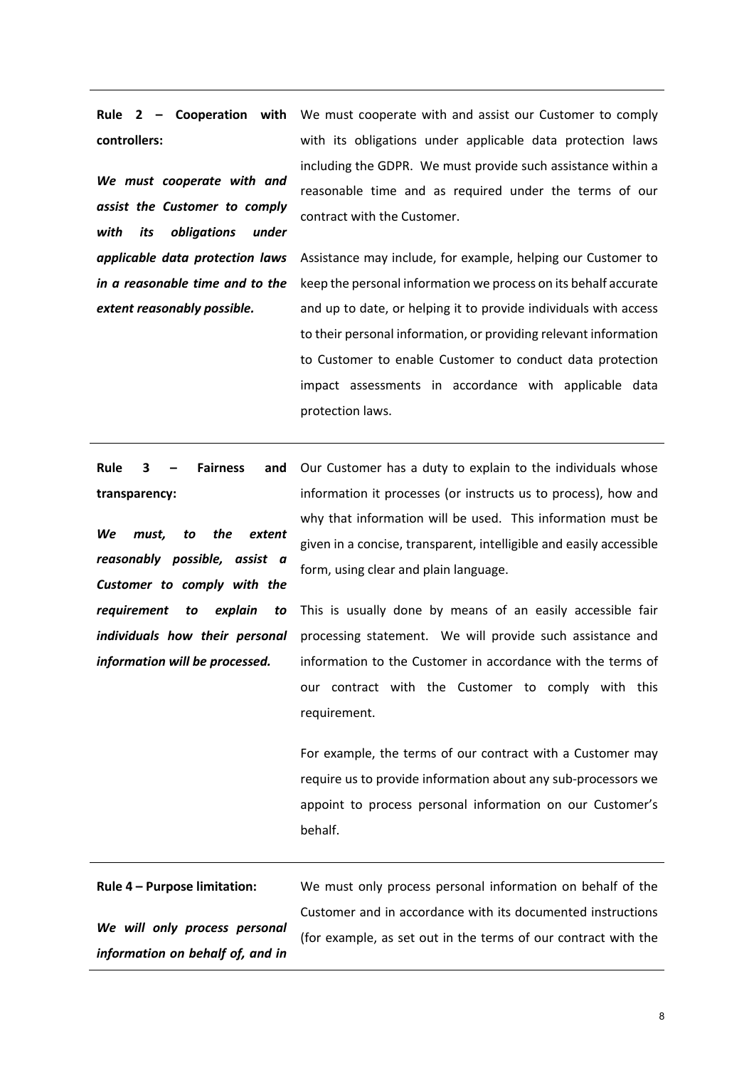| | |
|---|---|
| **Rule 2 – Cooperation with controllers:**<br><br>***We must cooperate with and assist the Customer to comply with its obligations under applicable data protection laws in a reasonable time and to the extent reasonably possible.*** | We must cooperate with and assist our Customer to comply with its obligations under applicable data protection laws including the GDPR. We must provide such assistance within a reasonable time and as required under the terms of our contract with the Customer.<br><br>Assistance may include, for example, helping our Customer to keep the personal information we process on its behalf accurate and up to date, or helping it to provide individuals with access to their personal information, or providing relevant information to Customer to enable Customer to conduct data protection impact assessments in accordance with applicable data protection laws. |
| **Rule 3 – Fairness and transparency:**<br><br>***We must, to the extent reasonably possible, assist a Customer to comply with the requirement to explain to individuals how their personal information will be processed.*** | Our Customer has a duty to explain to the individuals whose information it processes (or instructs us to process), how and why that information will be used. This information must be given in a concise, transparent, intelligible and easily accessible form, using clear and plain language.<br><br>This is usually done by means of an easily accessible fair processing statement. We will provide such assistance and information to the Customer in accordance with the terms of our contract with the Customer to comply with this requirement.<br><br>For example, the terms of our contract with a Customer may require us to provide information about any sub-processors we appoint to process personal information on our Customer's behalf. |
| **Rule 4 – Purpose limitation:**<br><br>***We will only process personal information on behalf of, and in*** | We must only process personal information on behalf of the Customer and in accordance with its documented instructions (for example, as set out in the terms of our contract with the |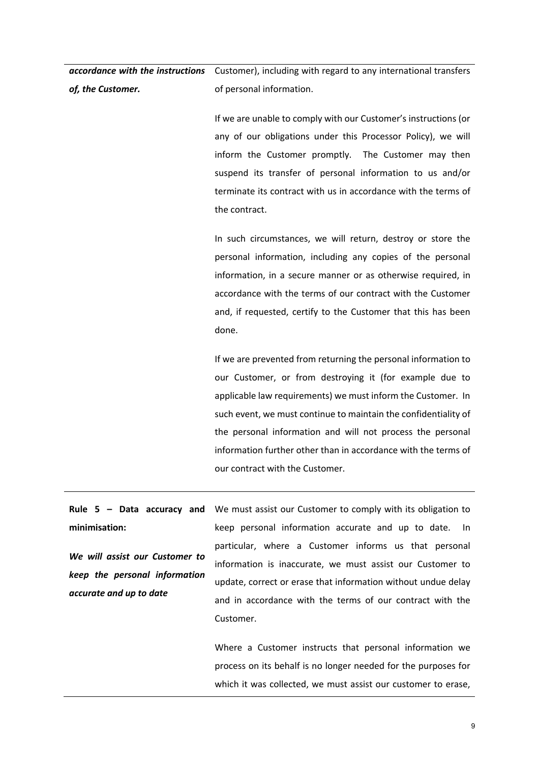| | |
|---|---|
| ***accordance with the instructions of, the Customer.*** | Customer), including with regard to any international transfers of personal information.<br><br>If we are unable to comply with our Customer's instructions (or any of our obligations under this Processor Policy), we will inform the Customer promptly. The Customer may then suspend its transfer of personal information to us and/or terminate its contract with us in accordance with the terms of the contract.<br><br>In such circumstances, we will return, destroy or store the personal information, including any copies of the personal information, in a secure manner or as otherwise required, in accordance with the terms of our contract with the Customer and, if requested, certify to the Customer that this has been done.<br><br>If we are prevented from returning the personal information to our Customer, or from destroying it (for example due to applicable law requirements) we must inform the Customer. In such event, we must continue to maintain the confidentiality of the personal information and will not process the personal information further other than in accordance with the terms of our contract with the Customer. |
| **Rule 5 – Data accuracy and minimisation:**<br><br>***We will assist our Customer to keep the personal information accurate and up to date*** | We must assist our Customer to comply with its obligation to keep personal information accurate and up to date. In particular, where a Customer informs us that personal information is inaccurate, we must assist our Customer to update, correct or erase that information without undue delay and in accordance with the terms of our contract with the Customer.<br><br>Where a Customer instructs that personal information we process on its behalf is no longer needed for the purposes for which it was collected, we must assist our customer to erase, |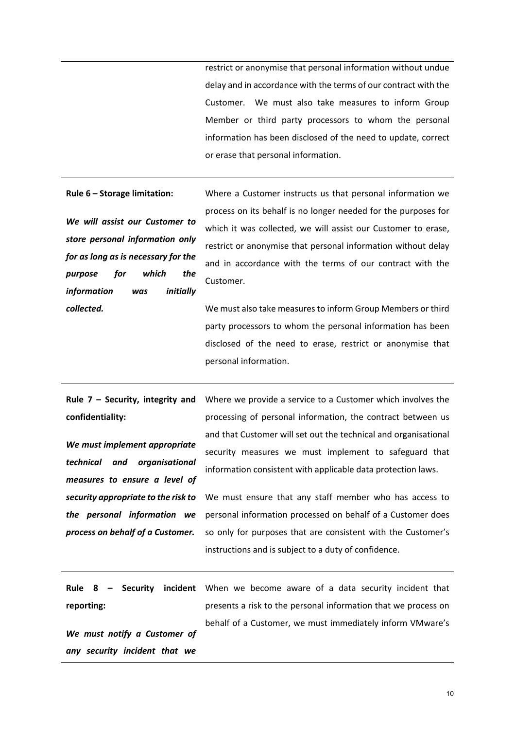| | |
|---|---|
| | restrict or anonymise that personal information without undue delay and in accordance with the terms of our contract with the Customer. We must also take measures to inform Group Member or third party processors to whom the personal information has been disclosed of the need to update, correct or erase that personal information. |
| **Rule 6 – Storage limitation:**<br><br>***We will assist our Customer to store personal information only for as long as is necessary for the purpose for which the information was initially collected.*** | Where a Customer instructs us that personal information we process on its behalf is no longer needed for the purposes for which it was collected, we will assist our Customer to erase, restrict or anonymise that personal information without delay and in accordance with the terms of our contract with the Customer.<br><br>We must also take measures to inform Group Members or third party processors to whom the personal information has been disclosed of the need to erase, restrict or anonymise that personal information. |
| **Rule 7 – Security, integrity and confidentiality:**<br><br>***We must implement appropriate technical and organisational measures to ensure a level of security appropriate to the risk to the personal information we process on behalf of a Customer.*** | Where we provide a service to a Customer which involves the processing of personal information, the contract between us and that Customer will set out the technical and organisational security measures we must implement to safeguard that information consistent with applicable data protection laws.<br><br>We must ensure that any staff member who has access to personal information processed on behalf of a Customer does so only for purposes that are consistent with the Customer's instructions and is subject to a duty of confidence. |
| **Rule 8 – Security incident reporting:**<br><br>***We must notify a Customer of any security incident that we*** | When we become aware of a data security incident that presents a risk to the personal information that we process on behalf of a Customer, we must immediately inform VMware's |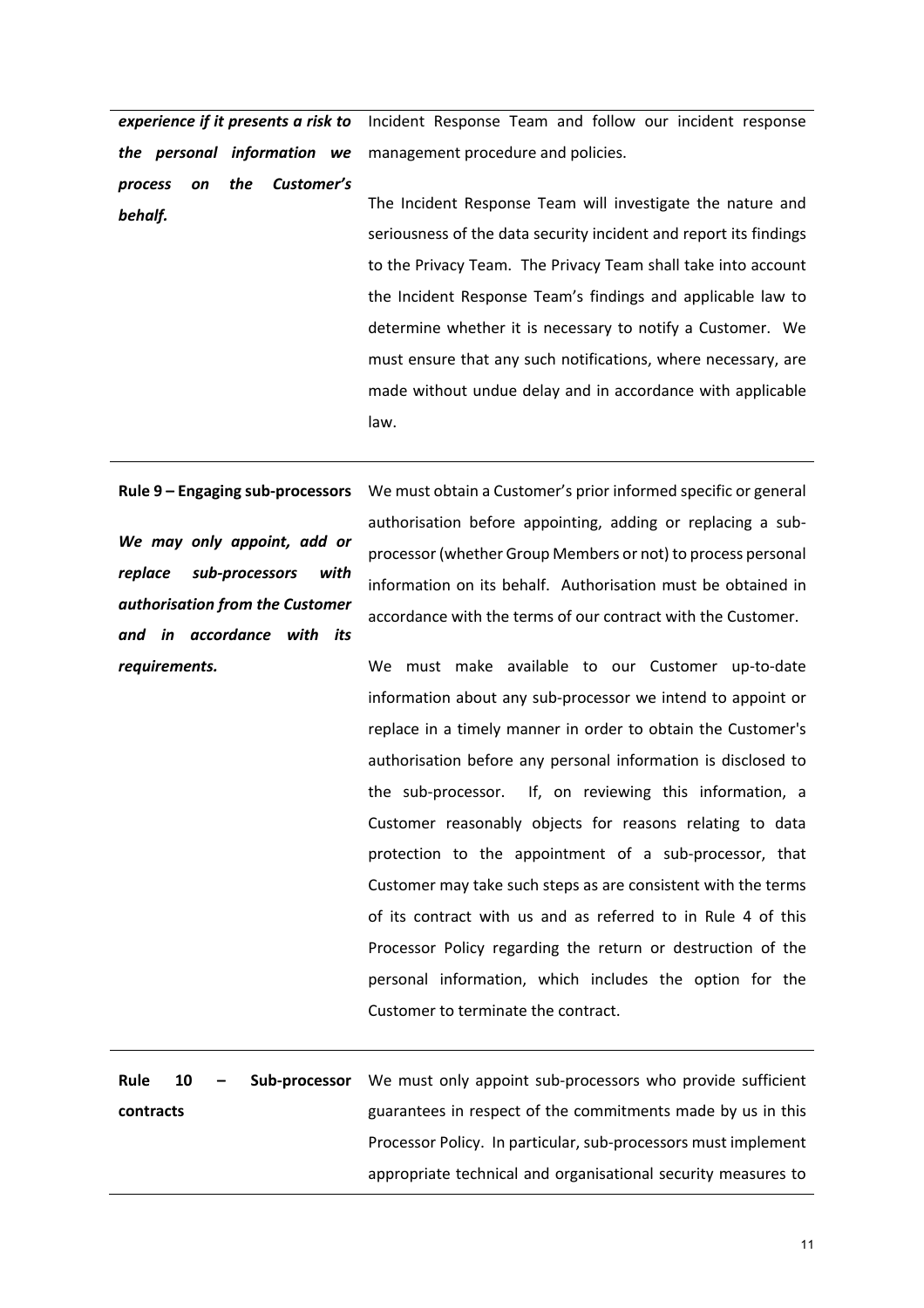| | |
|---|---|
| ***experience if it presents a risk to the personal information we process on the Customer's behalf.*** | Incident Response Team and follow our incident response management procedure and policies.<br><br>The Incident Response Team will investigate the nature and seriousness of the data security incident and report its findings to the Privacy Team. The Privacy Team shall take into account the Incident Response Team's findings and applicable law to determine whether it is necessary to notify a Customer. We must ensure that any such notifications, where necessary, are made without undue delay and in accordance with applicable law. |
| **Rule 9 – Engaging sub-processors**<br><br>***We may only appoint, add or replace sub-processors with authorisation from the Customer and in accordance with its requirements.*** | We must obtain a Customer's prior informed specific or general authorisation before appointing, adding or replacing a sub-processor (whether Group Members or not) to process personal information on its behalf. Authorisation must be obtained in accordance with the terms of our contract with the Customer.<br><br>We must make available to our Customer up-to-date information about any sub-processor we intend to appoint or replace in a timely manner in order to obtain the Customer's authorisation before any personal information is disclosed to the sub-processor. If, on reviewing this information, a Customer reasonably objects for reasons relating to data protection to the appointment of a sub-processor, that Customer may take such steps as are consistent with the terms of its contract with us and as referred to in Rule 4 of this Processor Policy regarding the return or destruction of the personal information, which includes the option for the Customer to terminate the contract. |
| **Rule 10 – Sub-processor contracts** | We must only appoint sub-processors who provide sufficient guarantees in respect of the commitments made by us in this Processor Policy. In particular, sub-processors must implement appropriate technical and organisational security measures to |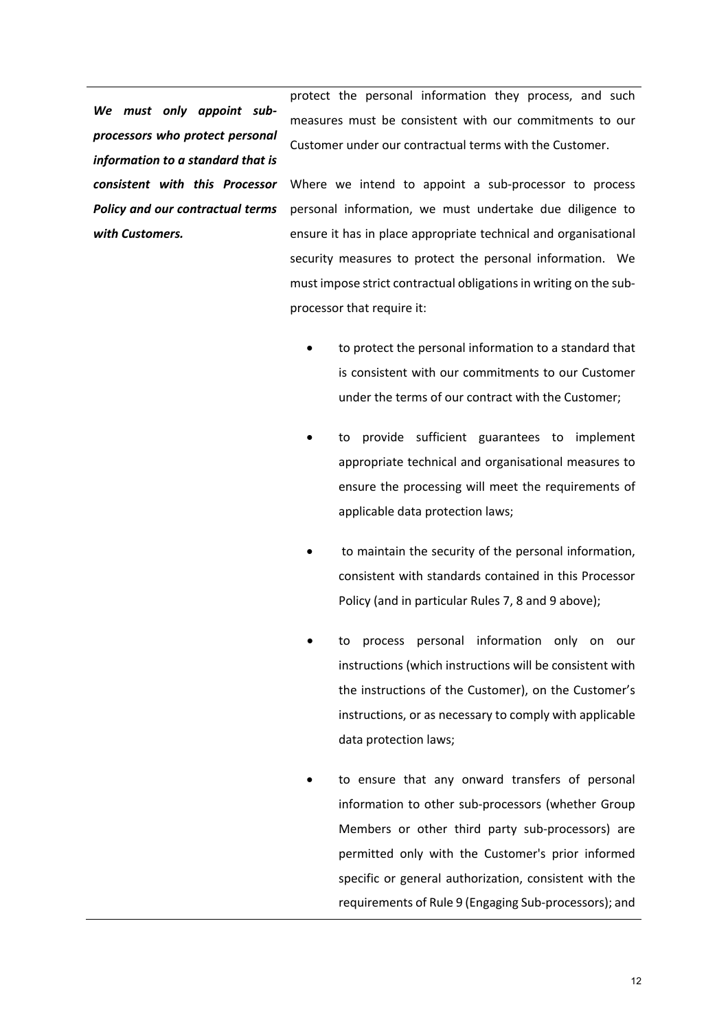*__We must only appoint sub-processors who protect personal information to a standard that is consistent with this Processor Policy and our contractual terms with Customers.__*

protect the personal information they process, and such measures must be consistent with our commitments to our Customer under our contractual terms with the Customer.

Where we intend to appoint a sub-processor to process personal information, we must undertake due diligence to ensure it has in place appropriate technical and organisational security measures to protect the personal information. We must impose strict contractual obligations in writing on the sub-processor that require it:

- to protect the personal information to a standard that is consistent with our commitments to our Customer under the terms of our contract with the Customer;
- to provide sufficient guarantees to implement appropriate technical and organisational measures to ensure the processing will meet the requirements of applicable data protection laws;
- to maintain the security of the personal information, consistent with standards contained in this Processor Policy (and in particular Rules 7, 8 and 9 above);
- to process personal information only on our instructions (which instructions will be consistent with the instructions of the Customer), on the Customer's instructions, or as necessary to comply with applicable data protection laws;
- to ensure that any onward transfers of personal information to other sub-processors (whether Group Members or other third party sub-processors) are permitted only with the Customer's prior informed specific or general authorization, consistent with the requirements of Rule 9 (Engaging Sub-processors); and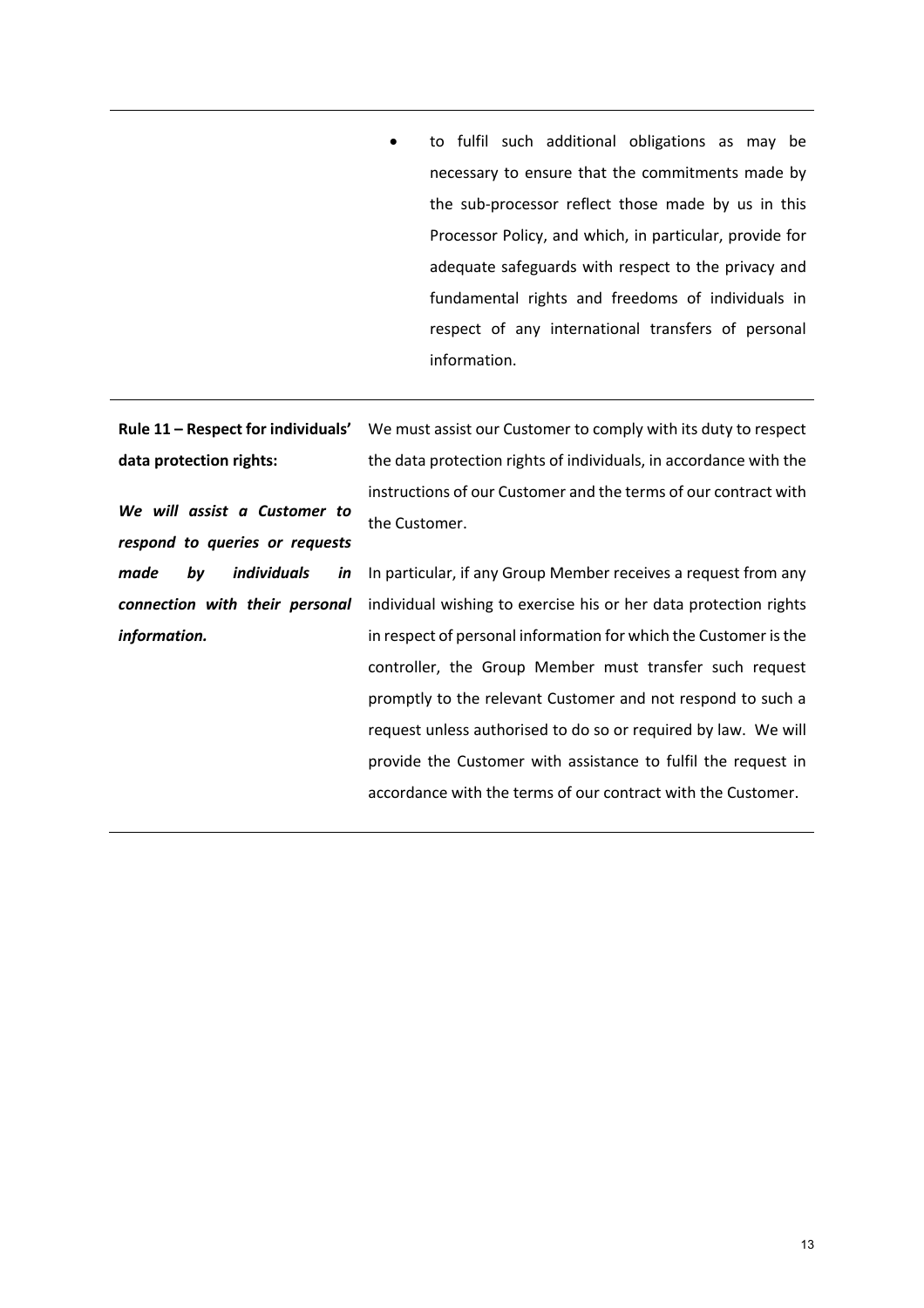| | |
|---|---|
| | • to fulfil such additional obligations as may be necessary to ensure that the commitments made by the sub-processor reflect those made by us in this Processor Policy, and which, in particular, provide for adequate safeguards with respect to the privacy and fundamental rights and freedoms of individuals in respect of any international transfers of personal information. |
| **Rule 11 – Respect for individuals' data protection rights:**<br><br>***We will assist a Customer to respond to queries or requests made by individuals in connection with their personal information.*** | We must assist our Customer to comply with its duty to respect the data protection rights of individuals, in accordance with the instructions of our Customer and the terms of our contract with the Customer.<br><br>In particular, if any Group Member receives a request from any individual wishing to exercise his or her data protection rights in respect of personal information for which the Customer is the controller, the Group Member must transfer such request promptly to the relevant Customer and not respond to such a request unless authorised to do so or required by law. We will provide the Customer with assistance to fulfil the request in accordance with the terms of our contract with the Customer. |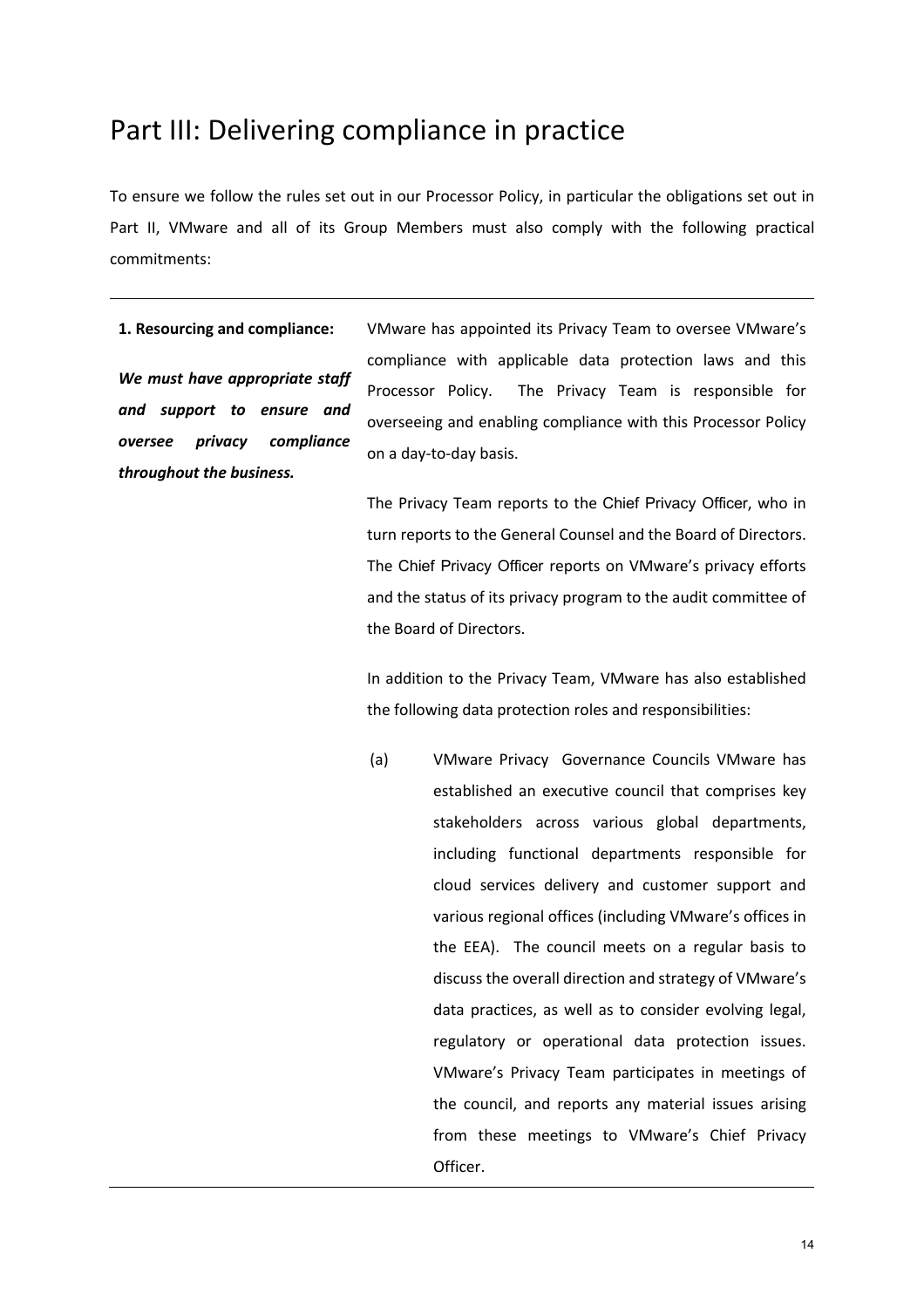# Part III: Delivering compliance in practice

To ensure we follow the rules set out in our Processor Policy, in particular the obligations set out in Part II, VMware and all of its Group Members must also comply with the following practical commitments:

---

**1. Resourcing and compliance:**

***We must have appropriate staff and support to ensure and oversee privacy compliance throughout the business.***

VMware has appointed its Privacy Team to oversee VMware's compliance with applicable data protection laws and this Processor Policy. The Privacy Team is responsible for overseeing and enabling compliance with this Processor Policy on a day-to-day basis.

The Privacy Team reports to the Chief Privacy Officer, who in turn reports to the General Counsel and the Board of Directors. The Chief Privacy Officer reports on VMware's privacy efforts and the status of its privacy program to the audit committee of the Board of Directors.

In addition to the Privacy Team, VMware has also established the following data protection roles and responsibilities:

(a) VMware Privacy Governance Councils VMware has established an executive council that comprises key stakeholders across various global departments, including functional departments responsible for cloud services delivery and customer support and various regional offices (including VMware's offices in the EEA). The council meets on a regular basis to discuss the overall direction and strategy of VMware's data practices, as well as to consider evolving legal, regulatory or operational data protection issues. VMware's Privacy Team participates in meetings of the council, and reports any material issues arising from these meetings to VMware's Chief Privacy Officer.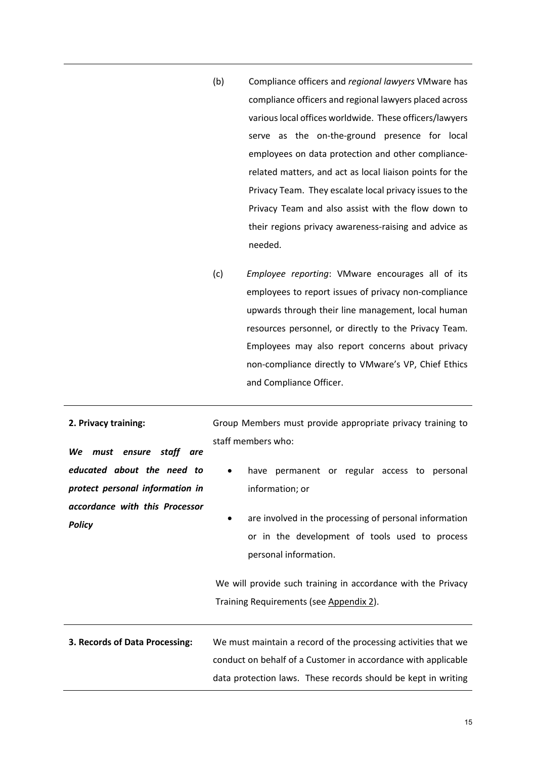| | |
|---|---|
| | (b) Compliance officers and *regional lawyers* VMware has compliance officers and regional lawyers placed across various local offices worldwide. These officers/lawyers serve as the on-the-ground presence for local employees on data protection and other compliance-related matters, and act as local liaison points for the Privacy Team. They escalate local privacy issues to the Privacy Team and also assist with the flow down to their regions privacy awareness-raising and advice as needed.<br><br>(c) *Employee reporting*: VMware encourages all of its employees to report issues of privacy non-compliance upwards through their line management, local human resources personnel, or directly to the Privacy Team. Employees may also report concerns about privacy non-compliance directly to VMware's VP, Chief Ethics and Compliance Officer. |
| **2. Privacy training:**<br><br>***We must ensure staff are educated about the need to protect personal information in accordance with this Processor Policy*** | Group Members must provide appropriate privacy training to staff members who:<br><br>• have permanent or regular access to personal information; or<br>• are involved in the processing of personal information or in the development of tools used to process personal information.<br><br>We will provide such training in accordance with the Privacy Training Requirements (see Appendix 2). |
| **3. Records of Data Processing:** | We must maintain a record of the processing activities that we conduct on behalf of a Customer in accordance with applicable data protection laws. These records should be kept in writing |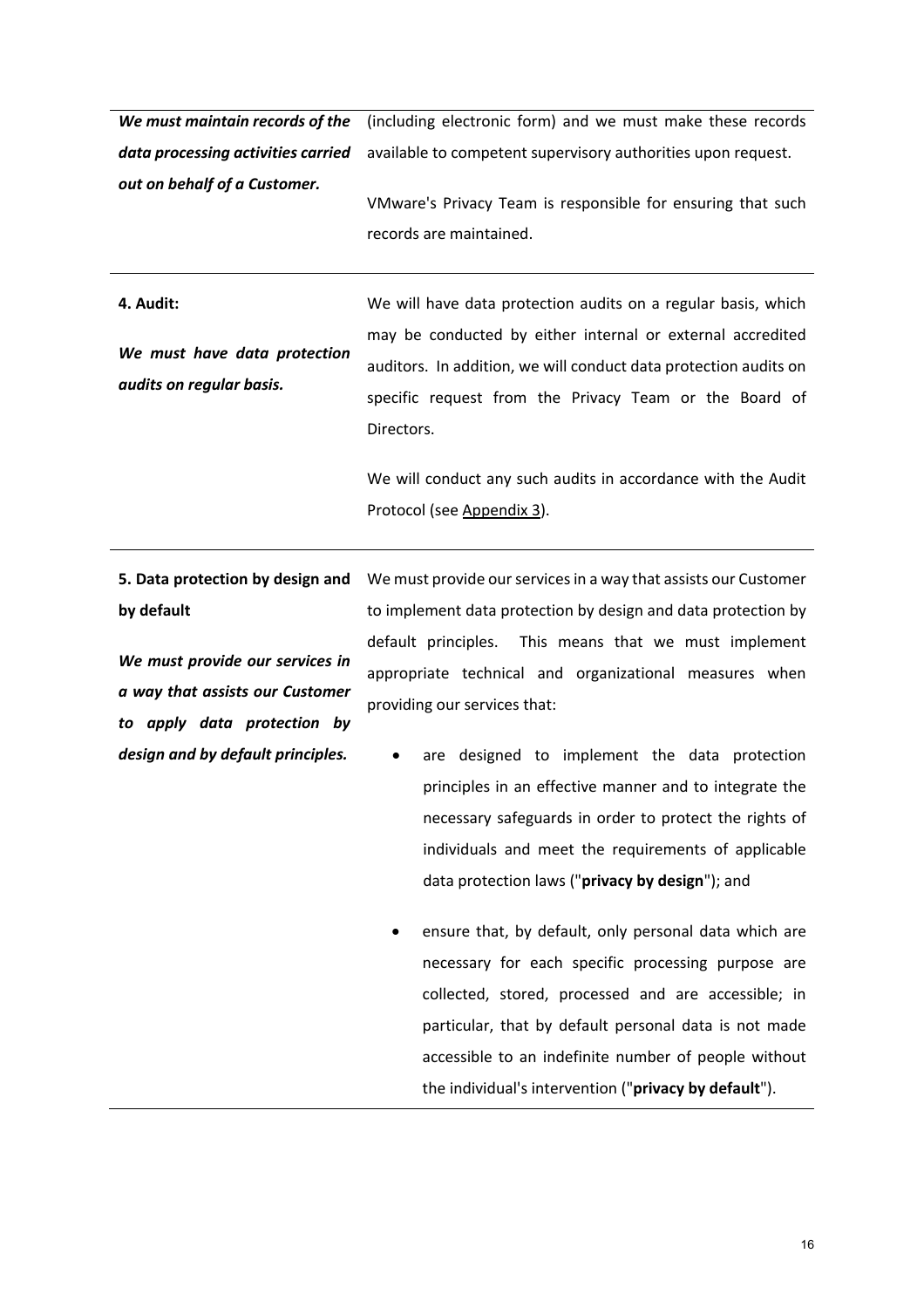| | |
|---|---|
| ***We must maintain records of the data processing activities carried out on behalf of a Customer.*** | (including electronic form) and we must make these records available to competent supervisory authorities upon request.<br><br>VMware's Privacy Team is responsible for ensuring that such records are maintained. |
| **4. Audit:**<br><br>***We must have data protection audits on regular basis.*** | We will have data protection audits on a regular basis, which may be conducted by either internal or external accredited auditors. In addition, we will conduct data protection audits on specific request from the Privacy Team or the Board of Directors.<br><br>We will conduct any such audits in accordance with the Audit Protocol (see Appendix 3). |
| **5. Data protection by design and by default**<br><br>***We must provide our services in a way that assists our Customer to apply data protection by design and by default principles.*** | We must provide our services in a way that assists our Customer to implement data protection by design and data protection by default principles. This means that we must implement appropriate technical and organizational measures when providing our services that:<br><br>• are designed to implement the data protection principles in an effective manner and to integrate the necessary safeguards in order to protect the rights of individuals and meet the requirements of applicable data protection laws ("**privacy by design**"); and<br><br>• ensure that, by default, only personal data which are necessary for each specific processing purpose are collected, stored, processed and are accessible; in particular, that by default personal data is not made accessible to an indefinite number of people without the individual's intervention ("**privacy by default**"). |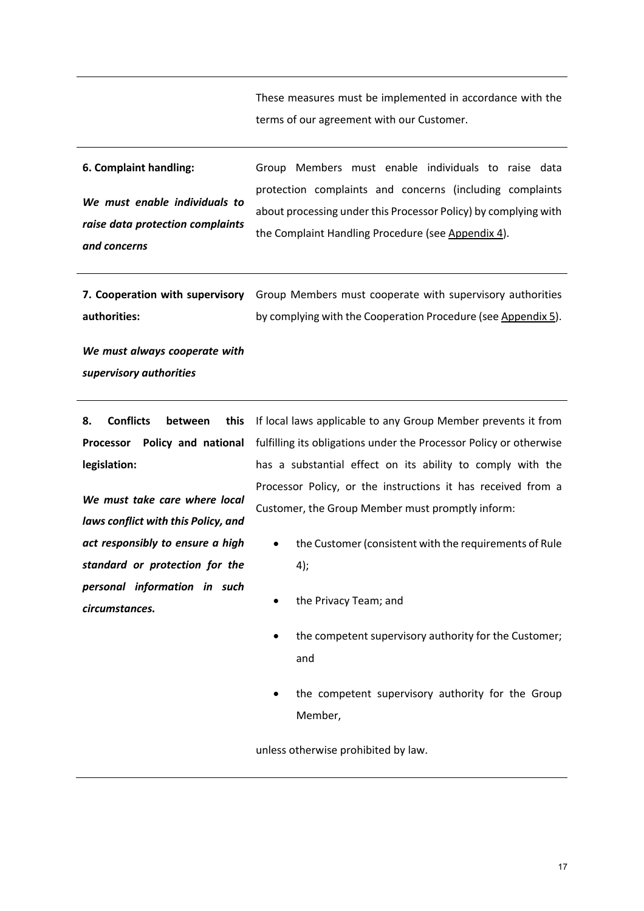| | |
|---|---|
| | These measures must be implemented in accordance with the terms of our agreement with our Customer. |
| **6. Complaint handling:**<br><br>***We must enable individuals to raise data protection complaints and concerns*** | Group Members must enable individuals to raise data protection complaints and concerns (including complaints about processing under this Processor Policy) by complying with the Complaint Handling Procedure (see Appendix 4). |
| **7. Cooperation with supervisory authorities:**<br><br>***We must always cooperate with supervisory authorities*** | Group Members must cooperate with supervisory authorities by complying with the Cooperation Procedure (see Appendix 5). |
| **8. Conflicts between this Processor Policy and national legislation:**<br><br>***We must take care where local laws conflict with this Policy, and act responsibly to ensure a high standard or protection for the personal information in such circumstances.*** | If local laws applicable to any Group Member prevents it from fulfilling its obligations under the Processor Policy or otherwise has a substantial effect on its ability to comply with the Processor Policy, or the instructions it has received from a Customer, the Group Member must promptly inform:<br><br>• the Customer (consistent with the requirements of Rule 4);<br>• the Privacy Team; and<br>• the competent supervisory authority for the Customer; and<br>• the competent supervisory authority for the Group Member,<br><br>unless otherwise prohibited by law. |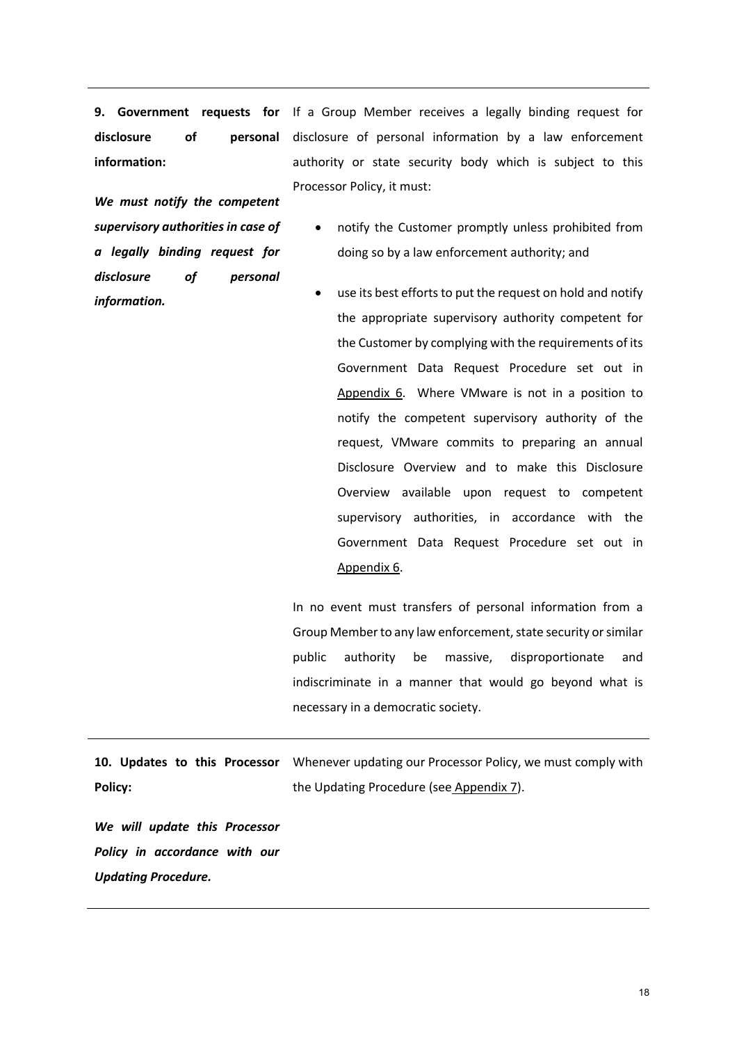| | |
|---|---|
| **9. Government requests for disclosure of personal information:**<br><br>***We must notify the competent supervisory authorities in case of a legally binding request for disclosure of personal information.*** | If a Group Member receives a legally binding request for disclosure of personal information by a law enforcement authority or state security body which is subject to this Processor Policy, it must:<br><br>• notify the Customer promptly unless prohibited from doing so by a law enforcement authority; and<br><br>• use its best efforts to put the request on hold and notify the appropriate supervisory authority competent for the Customer by complying with the requirements of its Government Data Request Procedure set out in Appendix 6. Where VMware is not in a position to notify the competent supervisory authority of the request, VMware commits to preparing an annual Disclosure Overview and to make this Disclosure Overview available upon request to competent supervisory authorities, in accordance with the Government Data Request Procedure set out in Appendix 6.<br><br>In no event must transfers of personal information from a Group Member to any law enforcement, state security or similar public authority be massive, disproportionate and indiscriminate in a manner that would go beyond what is necessary in a democratic society. |
| **10. Updates to this Processor Policy:**<br><br>***We will update this Processor Policy in accordance with our Updating Procedure.*** | Whenever updating our Processor Policy, we must comply with the Updating Procedure (see Appendix 7). |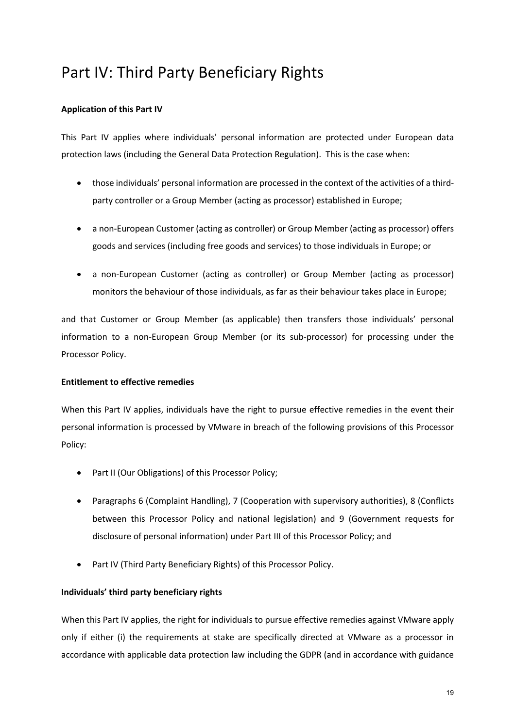# Part IV: Third Party Beneficiary Rights

**Application of this Part IV**

This Part IV applies where individuals' personal information are protected under European data protection laws (including the General Data Protection Regulation). This is the case when:

- those individuals' personal information are processed in the context of the activities of a third-party controller or a Group Member (acting as processor) established in Europe;
- a non-European Customer (acting as controller) or Group Member (acting as processor) offers goods and services (including free goods and services) to those individuals in Europe; or
- a non-European Customer (acting as controller) or Group Member (acting as processor) monitors the behaviour of those individuals, as far as their behaviour takes place in Europe;

and that Customer or Group Member (as applicable) then transfers those individuals' personal information to a non-European Group Member (or its sub-processor) for processing under the Processor Policy.

**Entitlement to effective remedies**

When this Part IV applies, individuals have the right to pursue effective remedies in the event their personal information is processed by VMware in breach of the following provisions of this Processor Policy:

- Part II (Our Obligations) of this Processor Policy;
- Paragraphs 6 (Complaint Handling), 7 (Cooperation with supervisory authorities), 8 (Conflicts between this Processor Policy and national legislation) and 9 (Government requests for disclosure of personal information) under Part III of this Processor Policy; and
- Part IV (Third Party Beneficiary Rights) of this Processor Policy.

**Individuals' third party beneficiary rights**

When this Part IV applies, the right for individuals to pursue effective remedies against VMware apply only if either (i) the requirements at stake are specifically directed at VMware as a processor in accordance with applicable data protection law including the GDPR (and in accordance with guidance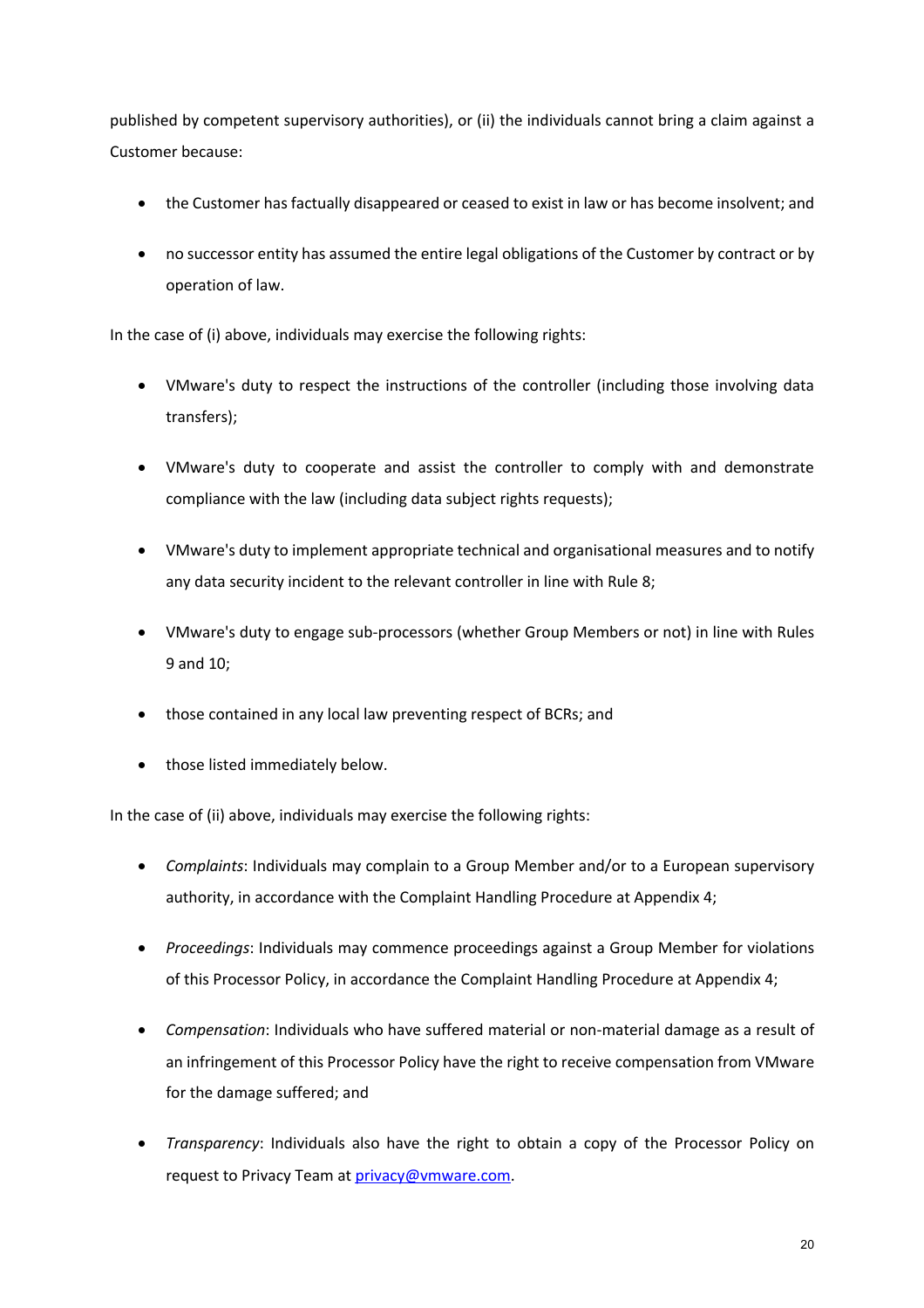published by competent supervisory authorities), or (ii) the individuals cannot bring a claim against a Customer because:

- the Customer has factually disappeared or ceased to exist in law or has become insolvent; and
- no successor entity has assumed the entire legal obligations of the Customer by contract or by operation of law.

In the case of (i) above, individuals may exercise the following rights:

- VMware's duty to respect the instructions of the controller (including those involving data transfers);
- VMware's duty to cooperate and assist the controller to comply with and demonstrate compliance with the law (including data subject rights requests);
- VMware's duty to implement appropriate technical and organisational measures and to notify any data security incident to the relevant controller in line with Rule 8;
- VMware's duty to engage sub-processors (whether Group Members or not) in line with Rules 9 and 10;
- those contained in any local law preventing respect of BCRs; and
- those listed immediately below.

In the case of (ii) above, individuals may exercise the following rights:

- *Complaints*: Individuals may complain to a Group Member and/or to a European supervisory authority, in accordance with the Complaint Handling Procedure at Appendix 4;
- *Proceedings*: Individuals may commence proceedings against a Group Member for violations of this Processor Policy, in accordance the Complaint Handling Procedure at Appendix 4;
- *Compensation*: Individuals who have suffered material or non-material damage as a result of an infringement of this Processor Policy have the right to receive compensation from VMware for the damage suffered; and
- *Transparency*: Individuals also have the right to obtain a copy of the Processor Policy on request to Privacy Team at privacy@vmware.com.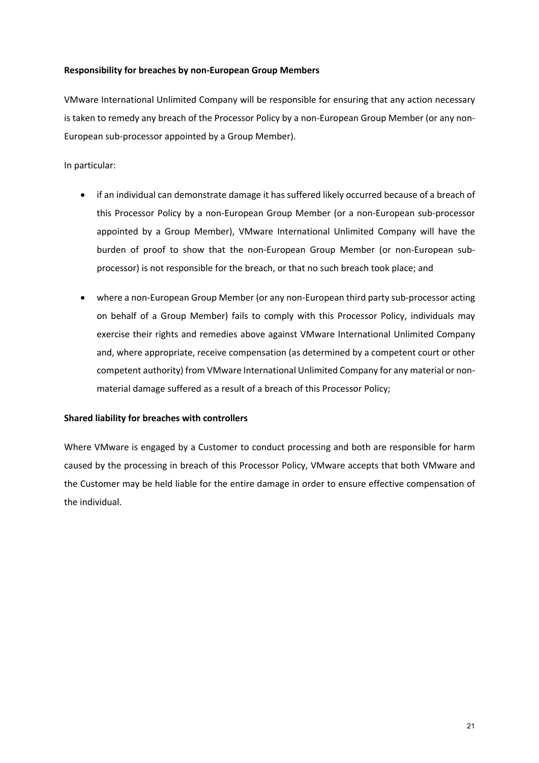**Responsibility for breaches by non-European Group Members**

VMware International Unlimited Company will be responsible for ensuring that any action necessary is taken to remedy any breach of the Processor Policy by a non-European Group Member (or any non-European sub-processor appointed by a Group Member).

In particular:

- if an individual can demonstrate damage it has suffered likely occurred because of a breach of this Processor Policy by a non-European Group Member (or a non-European sub-processor appointed by a Group Member), VMware International Unlimited Company will have the burden of proof to show that the non-European Group Member (or non-European sub-processor) is not responsible for the breach, or that no such breach took place; and

- where a non-European Group Member (or any non-European third party sub-processor acting on behalf of a Group Member) fails to comply with this Processor Policy, individuals may exercise their rights and remedies above against VMware International Unlimited Company and, where appropriate, receive compensation (as determined by a competent court or other competent authority) from VMware International Unlimited Company for any material or non-material damage suffered as a result of a breach of this Processor Policy;

**Shared liability for breaches with controllers**

Where VMware is engaged by a Customer to conduct processing and both are responsible for harm caused by the processing in breach of this Processor Policy, VMware accepts that both VMware and the Customer may be held liable for the entire damage in order to ensure effective compensation of the individual.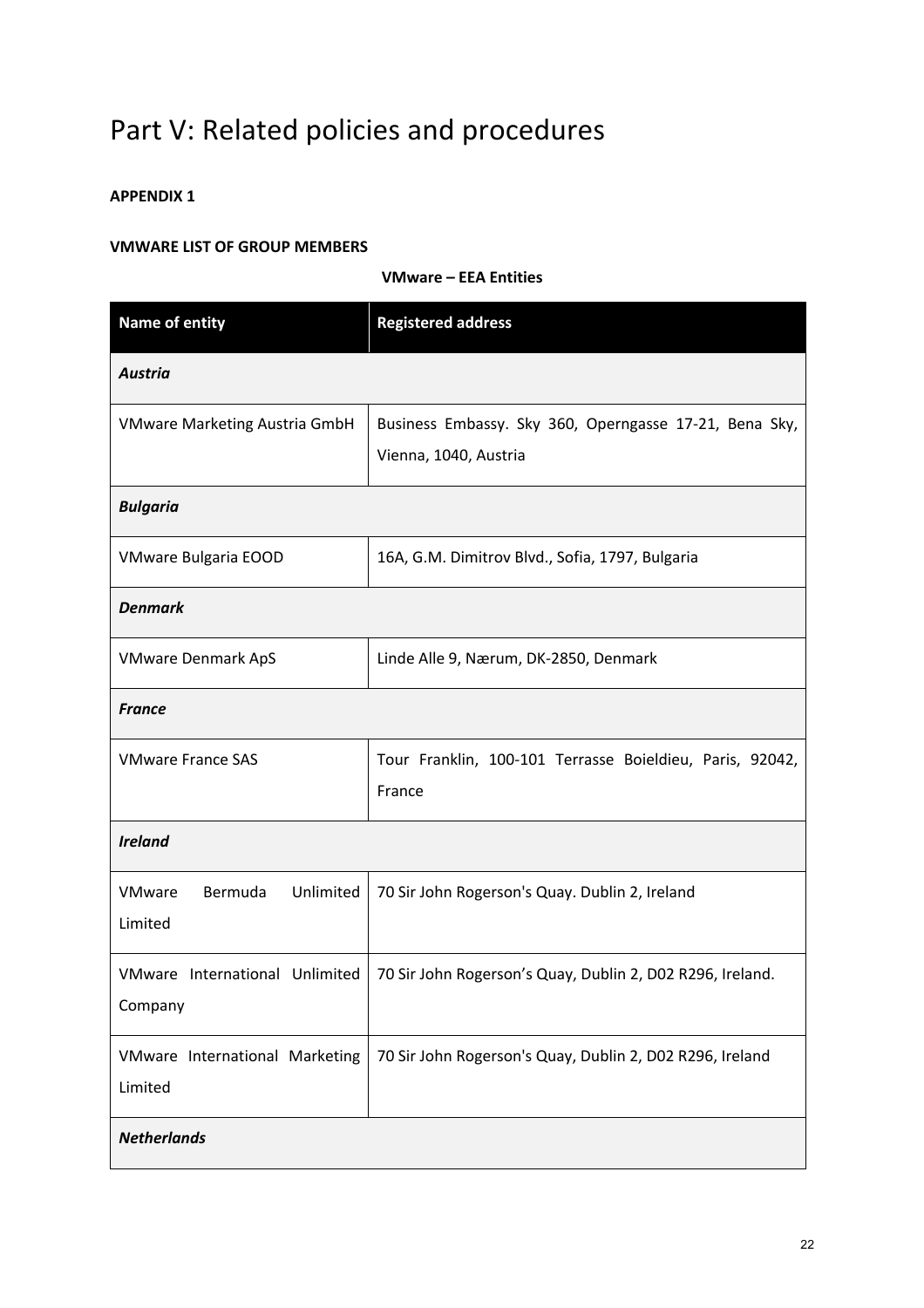# Part V: Related policies and procedures

**APPENDIX 1**

**VMWARE LIST OF GROUP MEMBERS**

**VMware – EEA Entities**

| Name of entity | Registered address |
|---|---|
| ***Austria*** | |
| VMware Marketing Austria GmbH | Business Embassy. Sky 360, Operngasse 17-21, Bena Sky, Vienna, 1040, Austria |
| ***Bulgaria*** | |
| VMware Bulgaria EOOD | 16A, G.M. Dimitrov Blvd., Sofia, 1797, Bulgaria |
| ***Denmark*** | |
| VMware Denmark ApS | Linde Alle 9, Nærum, DK-2850, Denmark |
| ***France*** | |
| VMware France SAS | Tour Franklin, 100-101 Terrasse Boieldieu, Paris, 92042, France |
| ***Ireland*** | |
| VMware Bermuda Unlimited Limited | 70 Sir John Rogerson's Quay. Dublin 2, Ireland |
| VMware International Unlimited Company | 70 Sir John Rogerson's Quay, Dublin 2, D02 R296, Ireland. |
| VMware International Marketing Limited | 70 Sir John Rogerson's Quay, Dublin 2, D02 R296, Ireland |
| ***Netherlands*** | |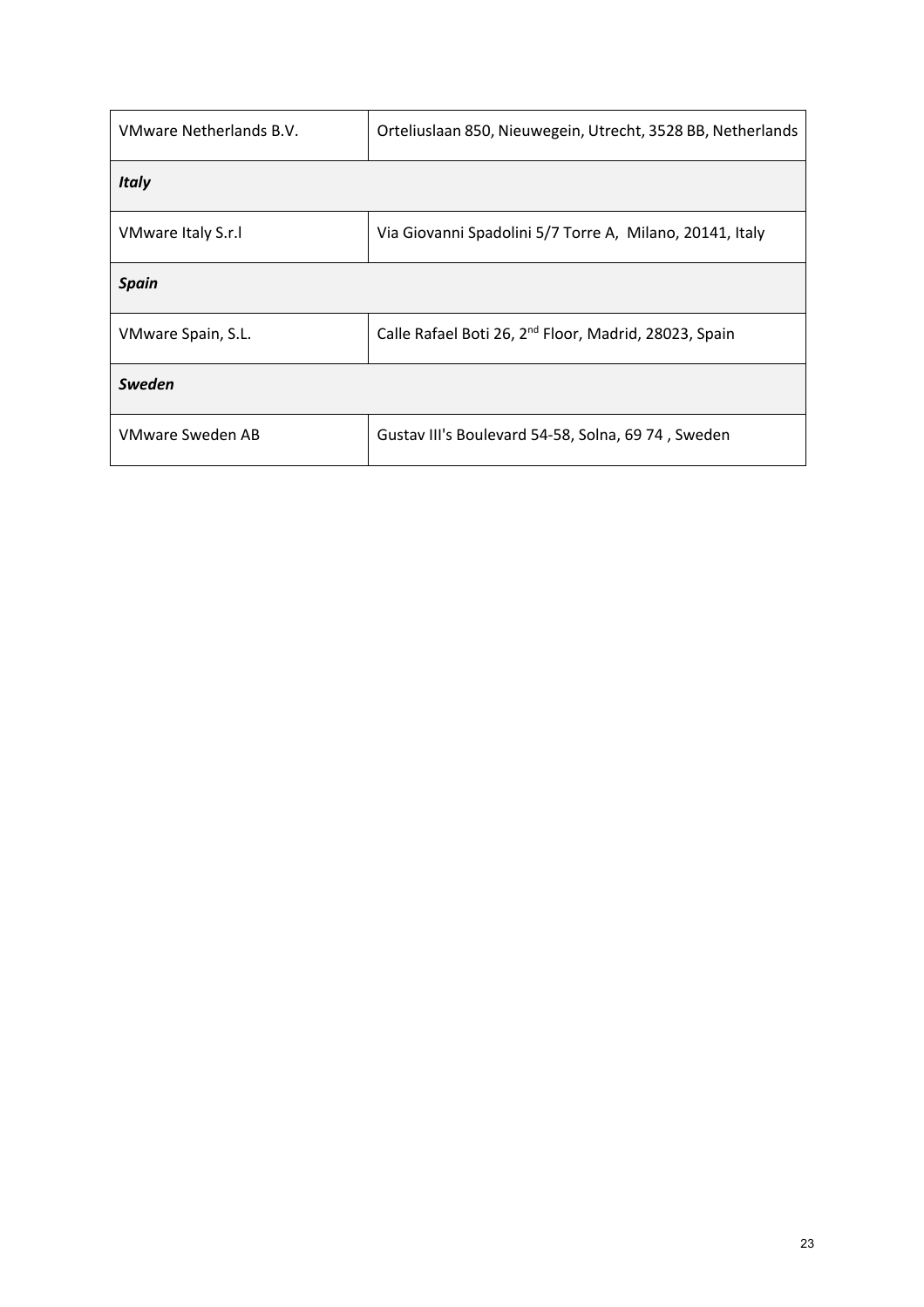| VMware Netherlands B.V. | Orteliuslaan 850, Nieuwegein, Utrecht, 3528 BB, Netherlands |
|---|---|
| ***Italy*** | |
| VMware Italy S.r.l | Via Giovanni Spadolini 5/7 Torre A,  Milano, 20141, Italy |
| ***Spain*** | |
| VMware Spain, S.L. | Calle Rafael Boti 26, 2nd Floor, Madrid, 28023, Spain |
| ***Sweden*** | |
| VMware Sweden AB | Gustav III's Boulevard 54-58, Solna, 69 74 , Sweden |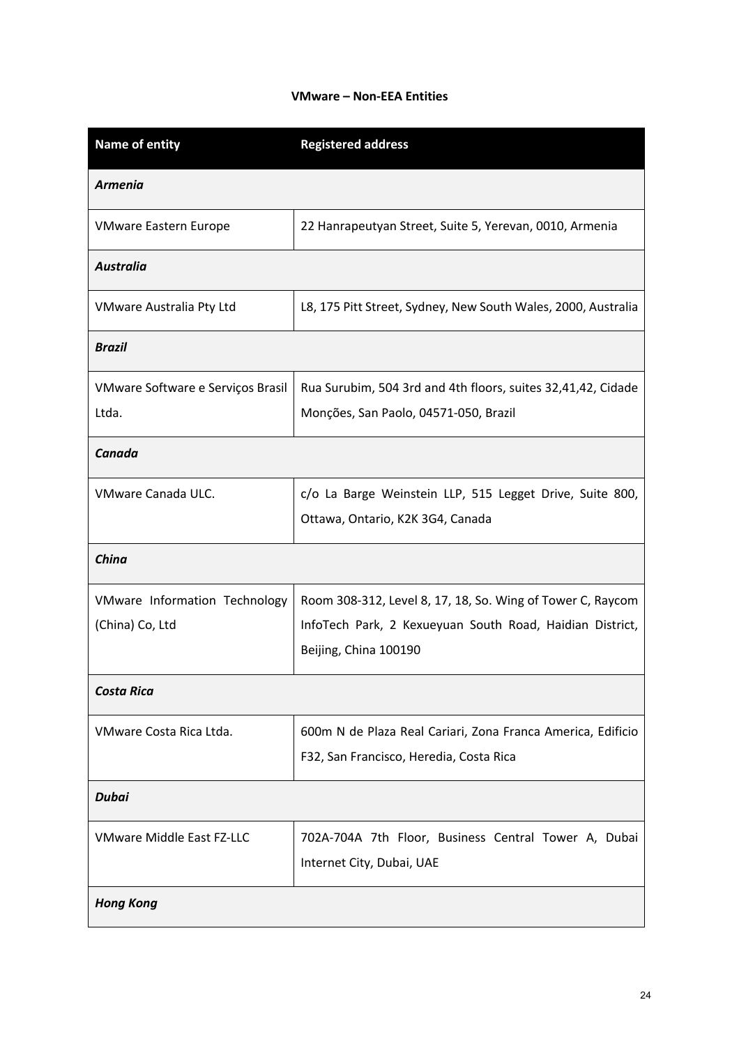**VMware – Non-EEA Entities**

| Name of entity | Registered address |
|---|---|
| ***Armenia*** | |
| VMware Eastern Europe | 22 Hanrapeutyan Street, Suite 5, Yerevan, 0010, Armenia |
| ***Australia*** | |
| VMware Australia Pty Ltd | L8, 175 Pitt Street, Sydney, New South Wales, 2000, Australia |
| ***Brazil*** | |
| VMware Software e Serviços Brasil Ltda. | Rua Surubim, 504 3rd and 4th floors, suites 32,41,42, Cidade Monções, San Paolo, 04571-050, Brazil |
| ***Canada*** | |
| VMware Canada ULC. | c/o La Barge Weinstein LLP, 515 Legget Drive, Suite 800, Ottawa, Ontario, K2K 3G4, Canada |
| ***China*** | |
| VMware Information Technology (China) Co, Ltd | Room 308-312, Level 8, 17, 18, So. Wing of Tower C, Raycom InfoTech Park, 2 Kexueyuan South Road, Haidian District, Beijing, China 100190 |
| ***Costa Rica*** | |
| VMware Costa Rica Ltda. | 600m N de Plaza Real Cariari, Zona Franca America, Edificio F32, San Francisco, Heredia, Costa Rica |
| ***Dubai*** | |
| VMware Middle East FZ-LLC | 702A-704A 7th Floor, Business Central Tower A, Dubai Internet City, Dubai, UAE |
| ***Hong Kong*** | |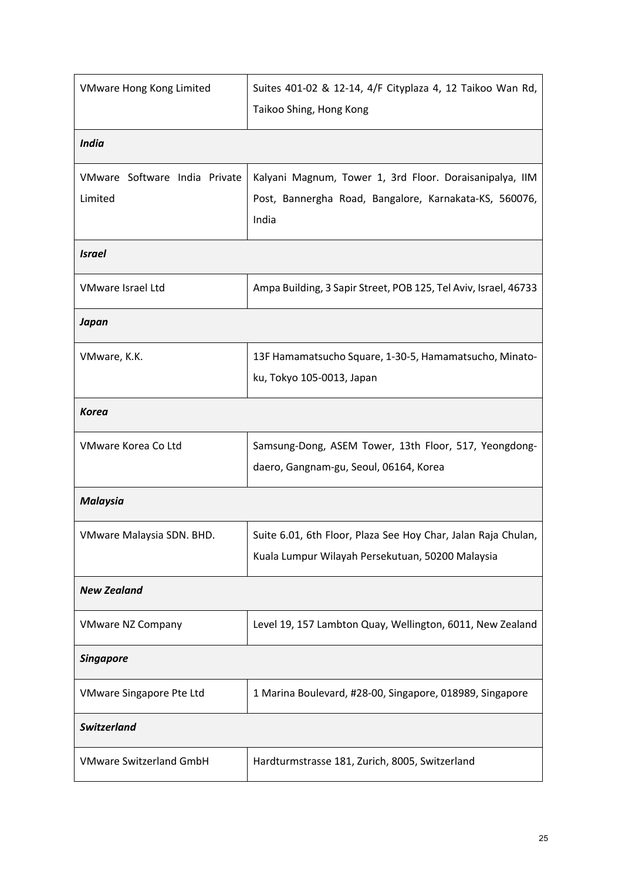| | |
|---|---|
| VMware Hong Kong Limited | Suites 401-02 & 12-14, 4/F Cityplaza 4, 12 Taikoo Wan Rd, Taikoo Shing, Hong Kong |
| ***India*** | |
| VMware Software India Private Limited | Kalyani Magnum, Tower 1, 3rd Floor. Doraisanipalya, IIM Post, Bannergha Road, Bangalore, Karnakata-KS, 560076, India |
| ***Israel*** | |
| VMware Israel Ltd | Ampa Building, 3 Sapir Street, POB 125, Tel Aviv, Israel, 46733 |
| ***Japan*** | |
| VMware, K.K. | 13F Hamamatsucho Square, 1-30-5, Hamamatsucho, Minato-ku, Tokyo 105-0013, Japan |
| ***Korea*** | |
| VMware Korea Co Ltd | Samsung-Dong, ASEM Tower, 13th Floor, 517, Yeongdong-daero, Gangnam-gu, Seoul, 06164, Korea |
| ***Malaysia*** | |
| VMware Malaysia SDN. BHD. | Suite 6.01, 6th Floor, Plaza See Hoy Char, Jalan Raja Chulan, Kuala Lumpur Wilayah Persekutuan, 50200 Malaysia |
| ***New Zealand*** | |
| VMware NZ Company | Level 19, 157 Lambton Quay, Wellington, 6011, New Zealand |
| ***Singapore*** | |
| VMware Singapore Pte Ltd | 1 Marina Boulevard, #28-00, Singapore, 018989, Singapore |
| ***Switzerland*** | |
| VMware Switzerland GmbH | Hardturmstrasse 181, Zurich, 8005, Switzerland |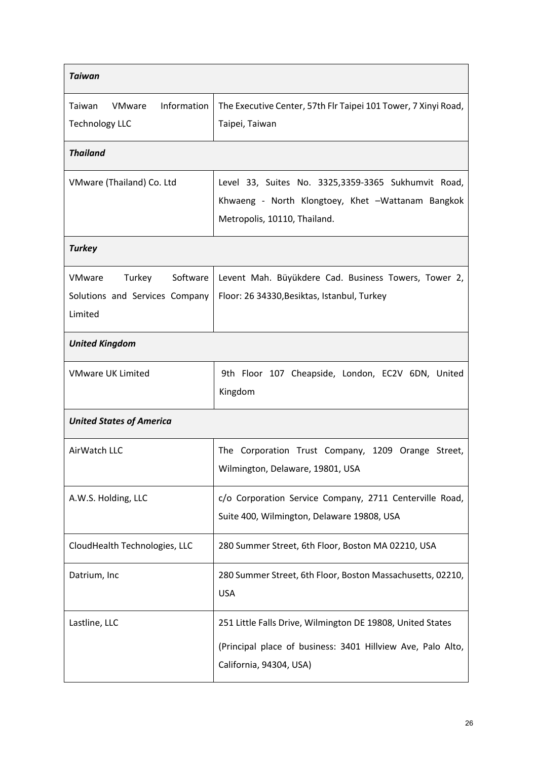| | |
|---|---|
| ***Taiwan*** | |
| Taiwan VMware Information Technology LLC | The Executive Center, 57th Flr Taipei 101 Tower, 7 Xinyi Road, Taipei, Taiwan |
| ***Thailand*** | |
| VMware (Thailand) Co. Ltd | Level 33, Suites No. 3325,3359-3365 Sukhumvit Road, Khwaeng - North Klongtoey, Khet –Wattanam Bangkok Metropolis, 10110, Thailand. |
| ***Turkey*** | |
| VMware Turkey Software Solutions and Services Company Limited | Levent Mah. Büyükdere Cad. Business Towers, Tower 2, Floor: 26 34330,Besiktas, Istanbul, Turkey |
| ***United Kingdom*** | |
| VMware UK Limited | 9th Floor 107 Cheapside, London, EC2V 6DN, United Kingdom |
| ***United States of America*** | |
| AirWatch LLC | The Corporation Trust Company, 1209 Orange Street, Wilmington, Delaware, 19801, USA |
| A.W.S. Holding, LLC | c/o Corporation Service Company, 2711 Centerville Road, Suite 400, Wilmington, Delaware 19808, USA |
| CloudHealth Technologies, LLC | 280 Summer Street, 6th Floor, Boston MA 02210, USA |
| Datrium, Inc | 280 Summer Street, 6th Floor, Boston Massachusetts, 02210, USA |
| Lastline, LLC | 251 Little Falls Drive, Wilmington DE 19808, United States<br><br>(Principal place of business: 3401 Hillview Ave, Palo Alto, California, 94304, USA) |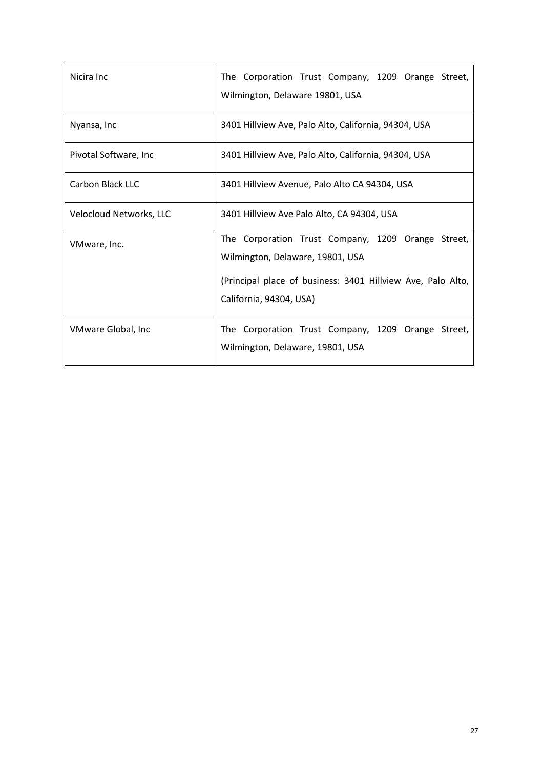| | |
|---|---|
| Nicira Inc | The Corporation Trust Company, 1209 Orange Street, Wilmington, Delaware 19801, USA |
| Nyansa, Inc | 3401 Hillview Ave, Palo Alto, California, 94304, USA |
| Pivotal Software, Inc | 3401 Hillview Ave, Palo Alto, California, 94304, USA |
| Carbon Black LLC | 3401 Hillview Avenue, Palo Alto CA 94304, USA |
| Velocloud Networks, LLC | 3401 Hillview Ave Palo Alto, CA 94304, USA |
| VMware, Inc. | The Corporation Trust Company, 1209 Orange Street, Wilmington, Delaware, 19801, USA<br><br>(Principal place of business: 3401 Hillview Ave, Palo Alto, California, 94304, USA) |
| VMware Global, Inc | The Corporation Trust Company, 1209 Orange Street, Wilmington, Delaware, 19801, USA |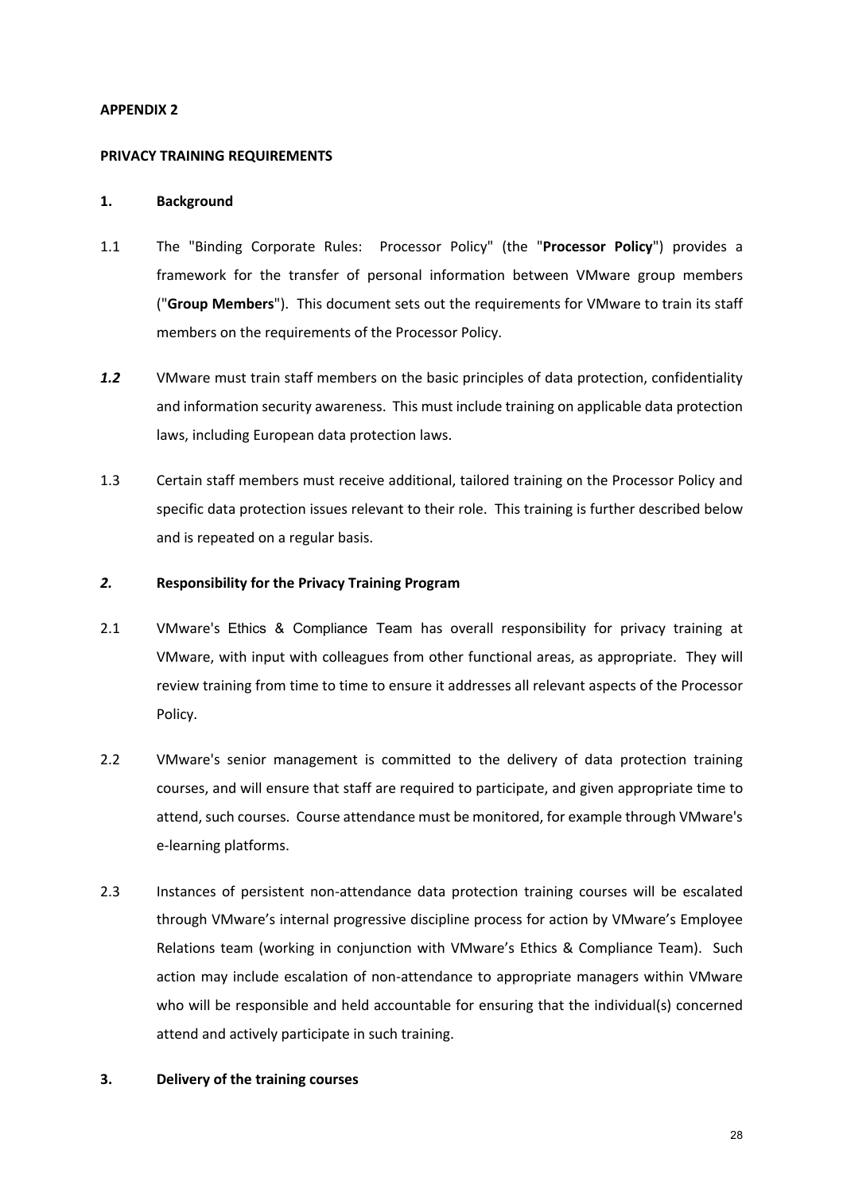**APPENDIX 2**

**PRIVACY TRAINING REQUIREMENTS**

**1. Background**

1.1 The "Binding Corporate Rules: Processor Policy" (the "**Processor Policy**") provides a framework for the transfer of personal information between VMware group members ("**Group Members**"). This document sets out the requirements for VMware to train its staff members on the requirements of the Processor Policy.

***1.2*** VMware must train staff members on the basic principles of data protection, confidentiality and information security awareness. This must include training on applicable data protection laws, including European data protection laws.

1.3 Certain staff members must receive additional, tailored training on the Processor Policy and specific data protection issues relevant to their role. This training is further described below and is repeated on a regular basis.

***2.*** **Responsibility for the Privacy Training Program**

2.1 VMware's Ethics & Compliance Team has overall responsibility for privacy training at VMware, with input with colleagues from other functional areas, as appropriate. They will review training from time to time to ensure it addresses all relevant aspects of the Processor Policy.

2.2 VMware's senior management is committed to the delivery of data protection training courses, and will ensure that staff are required to participate, and given appropriate time to attend, such courses. Course attendance must be monitored, for example through VMware's e-learning platforms.

2.3 Instances of persistent non-attendance data protection training courses will be escalated through VMware's internal progressive discipline process for action by VMware's Employee Relations team (working in conjunction with VMware's Ethics & Compliance Team). Such action may include escalation of non-attendance to appropriate managers within VMware who will be responsible and held accountable for ensuring that the individual(s) concerned attend and actively participate in such training.

**3. Delivery of the training courses**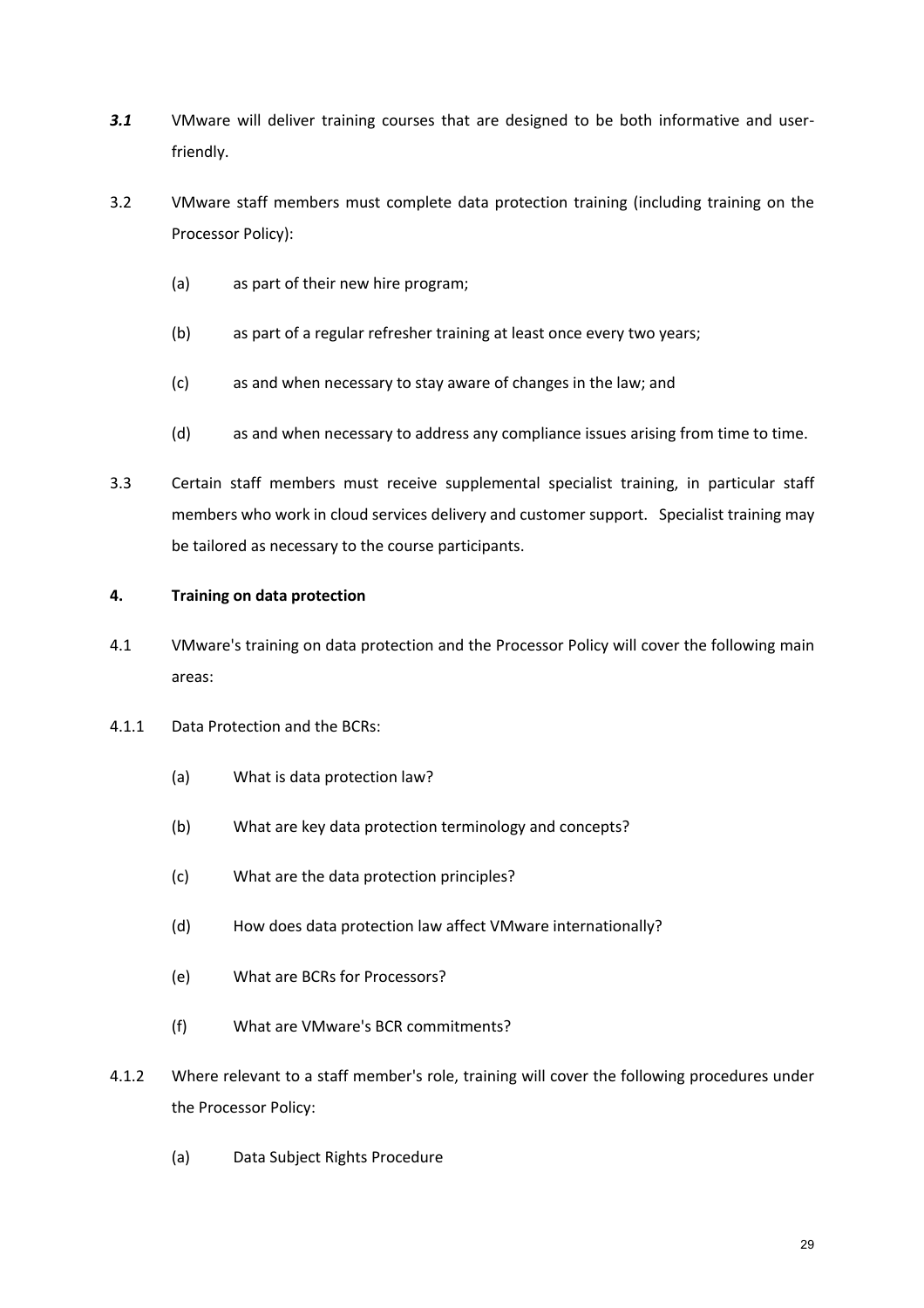***3.1*** VMware will deliver training courses that are designed to be both informative and user-friendly.

3.2 VMware staff members must complete data protection training (including training on the Processor Policy):

(a) as part of their new hire program;

(b) as part of a regular refresher training at least once every two years;

(c) as and when necessary to stay aware of changes in the law; and

(d) as and when necessary to address any compliance issues arising from time to time.

3.3 Certain staff members must receive supplemental specialist training, in particular staff members who work in cloud services delivery and customer support. Specialist training may be tailored as necessary to the course participants.

**4. Training on data protection**

4.1 VMware's training on data protection and the Processor Policy will cover the following main areas:

4.1.1 Data Protection and the BCRs:

(a) What is data protection law?

(b) What are key data protection terminology and concepts?

(c) What are the data protection principles?

(d) How does data protection law affect VMware internationally?

(e) What are BCRs for Processors?

(f) What are VMware's BCR commitments?

4.1.2 Where relevant to a staff member's role, training will cover the following procedures under the Processor Policy:

(a) Data Subject Rights Procedure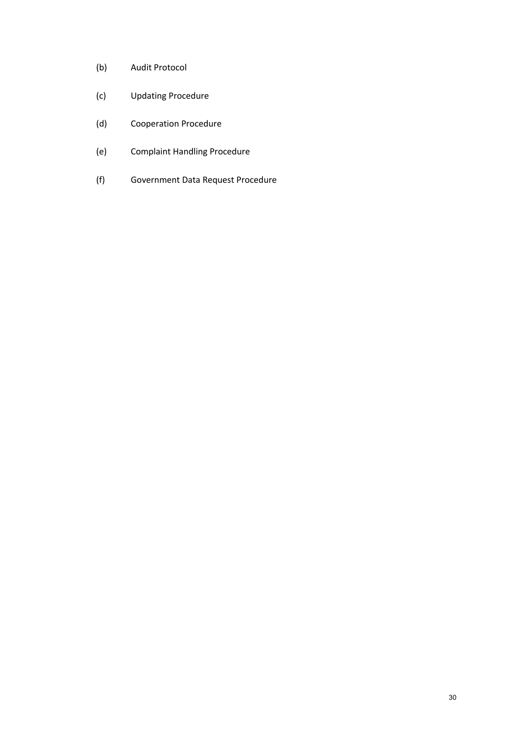(b) Audit Protocol

(c) Updating Procedure

(d) Cooperation Procedure

(e) Complaint Handling Procedure

(f) Government Data Request Procedure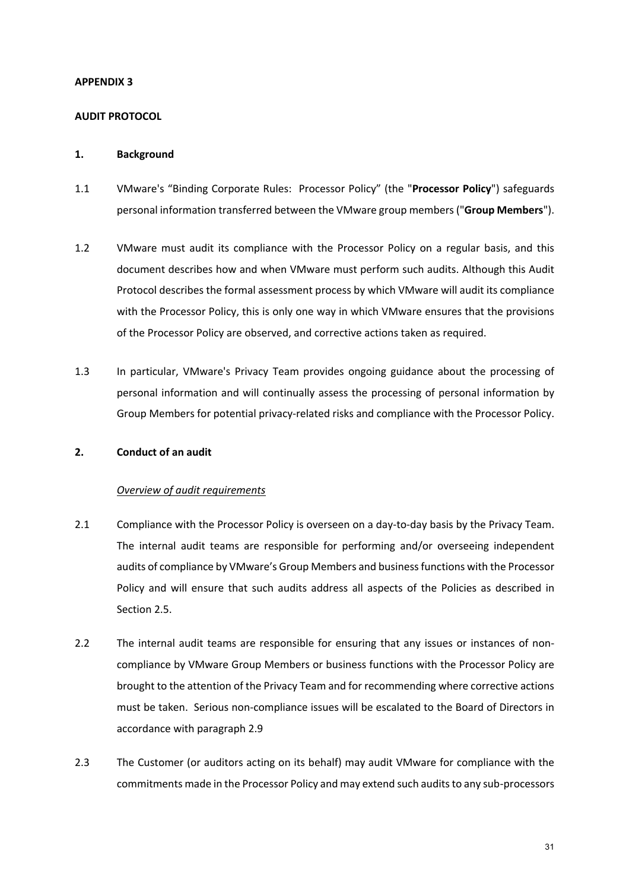**APPENDIX 3**

**AUDIT PROTOCOL**

**1. Background**

1.1 VMware's "Binding Corporate Rules: Processor Policy" (the "**Processor Policy**") safeguards personal information transferred between the VMware group members ("**Group Members**").

1.2 VMware must audit its compliance with the Processor Policy on a regular basis, and this document describes how and when VMware must perform such audits. Although this Audit Protocol describes the formal assessment process by which VMware will audit its compliance with the Processor Policy, this is only one way in which VMware ensures that the provisions of the Processor Policy are observed, and corrective actions taken as required.

1.3 In particular, VMware's Privacy Team provides ongoing guidance about the processing of personal information and will continually assess the processing of personal information by Group Members for potential privacy-related risks and compliance with the Processor Policy.

**2. Conduct of an audit**

*Overview of audit requirements*

2.1 Compliance with the Processor Policy is overseen on a day-to-day basis by the Privacy Team. The internal audit teams are responsible for performing and/or overseeing independent audits of compliance by VMware's Group Members and business functions with the Processor Policy and will ensure that such audits address all aspects of the Policies as described in Section 2.5.

2.2 The internal audit teams are responsible for ensuring that any issues or instances of non-compliance by VMware Group Members or business functions with the Processor Policy are brought to the attention of the Privacy Team and for recommending where corrective actions must be taken. Serious non-compliance issues will be escalated to the Board of Directors in accordance with paragraph 2.9

2.3 The Customer (or auditors acting on its behalf) may audit VMware for compliance with the commitments made in the Processor Policy and may extend such audits to any sub-processors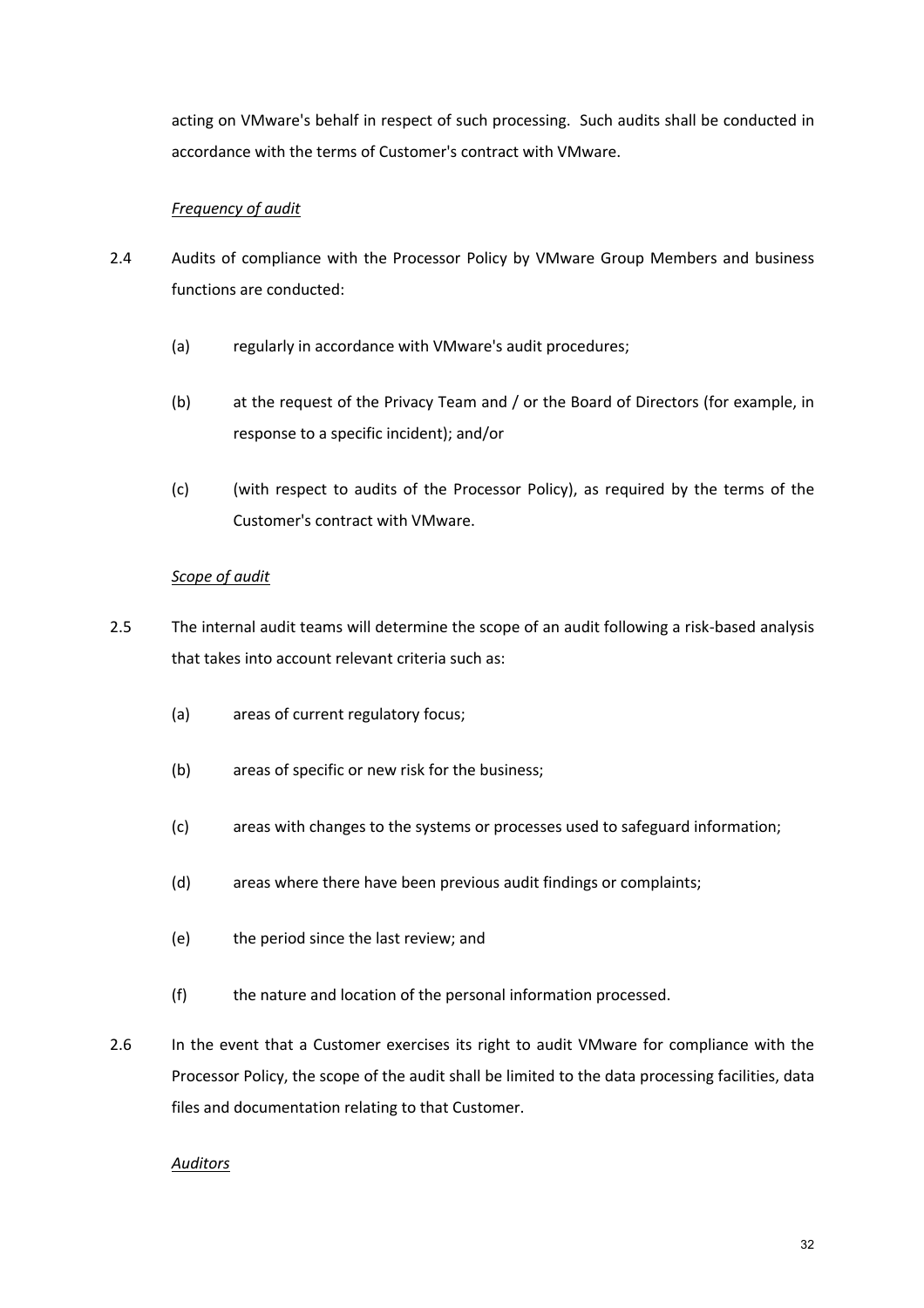acting on VMware's behalf in respect of such processing. Such audits shall be conducted in accordance with the terms of Customer's contract with VMware.

*Frequency of audit*

2.4 Audits of compliance with the Processor Policy by VMware Group Members and business functions are conducted:

(a) regularly in accordance with VMware's audit procedures;

(b) at the request of the Privacy Team and / or the Board of Directors (for example, in response to a specific incident); and/or

(c) (with respect to audits of the Processor Policy), as required by the terms of the Customer's contract with VMware.

*Scope of audit*

2.5 The internal audit teams will determine the scope of an audit following a risk-based analysis that takes into account relevant criteria such as:

(a) areas of current regulatory focus;

(b) areas of specific or new risk for the business;

(c) areas with changes to the systems or processes used to safeguard information;

(d) areas where there have been previous audit findings or complaints;

(e) the period since the last review; and

(f) the nature and location of the personal information processed.

2.6 In the event that a Customer exercises its right to audit VMware for compliance with the Processor Policy, the scope of the audit shall be limited to the data processing facilities, data files and documentation relating to that Customer.

*Auditors*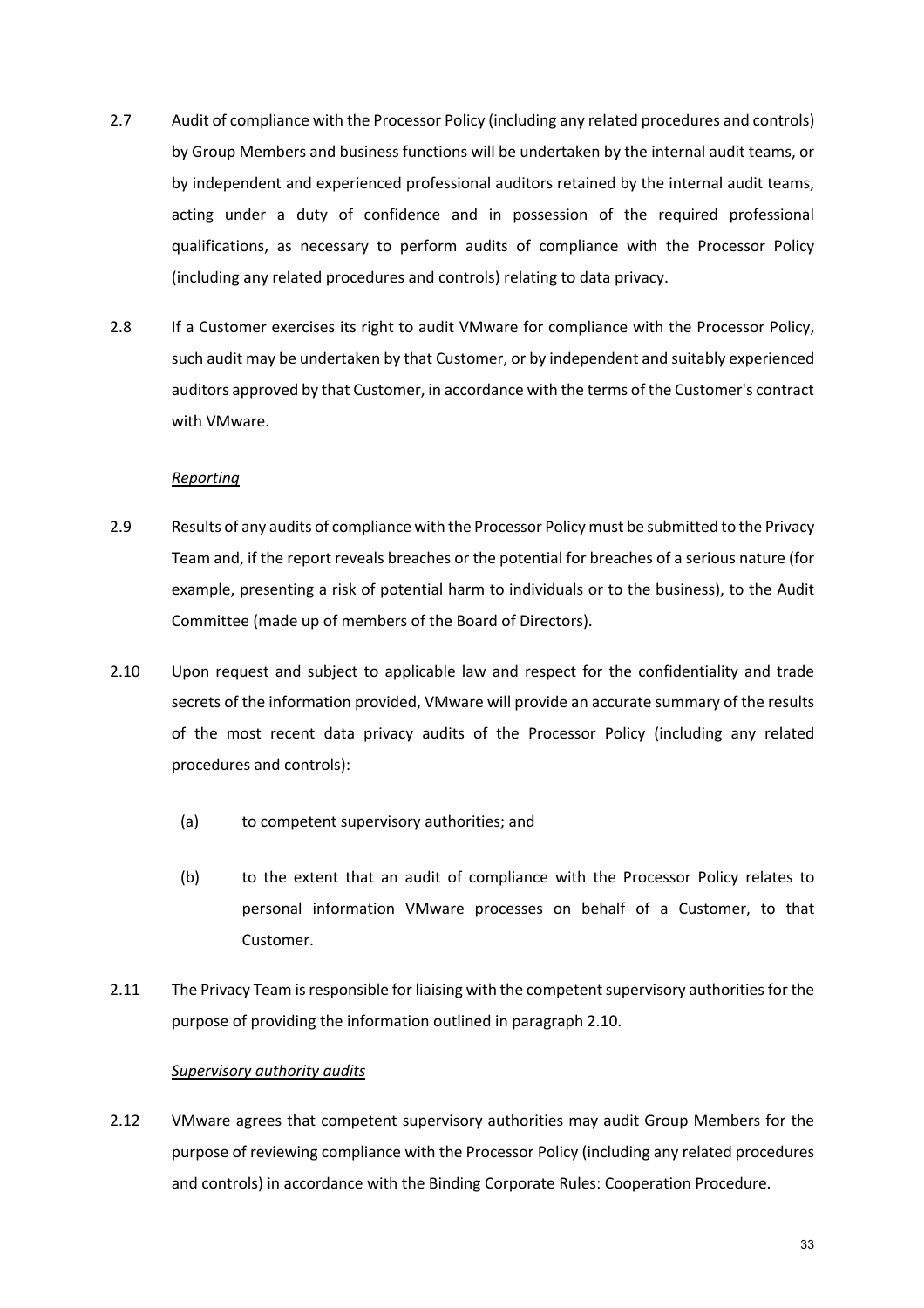2.7 Audit of compliance with the Processor Policy (including any related procedures and controls) by Group Members and business functions will be undertaken by the internal audit teams, or by independent and experienced professional auditors retained by the internal audit teams, acting under a duty of confidence and in possession of the required professional qualifications, as necessary to perform audits of compliance with the Processor Policy (including any related procedures and controls) relating to data privacy.

2.8 If a Customer exercises its right to audit VMware for compliance with the Processor Policy, such audit may be undertaken by that Customer, or by independent and suitably experienced auditors approved by that Customer, in accordance with the terms of the Customer's contract with VMware.

*Reporting*

2.9 Results of any audits of compliance with the Processor Policy must be submitted to the Privacy Team and, if the report reveals breaches or the potential for breaches of a serious nature (for example, presenting a risk of potential harm to individuals or to the business), to the Audit Committee (made up of members of the Board of Directors).

2.10 Upon request and subject to applicable law and respect for the confidentiality and trade secrets of the information provided, VMware will provide an accurate summary of the results of the most recent data privacy audits of the Processor Policy (including any related procedures and controls):

(a) to competent supervisory authorities; and

(b) to the extent that an audit of compliance with the Processor Policy relates to personal information VMware processes on behalf of a Customer, to that Customer.

2.11 The Privacy Team is responsible for liaising with the competent supervisory authorities for the purpose of providing the information outlined in paragraph 2.10.

*Supervisory authority audits*

2.12 VMware agrees that competent supervisory authorities may audit Group Members for the purpose of reviewing compliance with the Processor Policy (including any related procedures and controls) in accordance with the Binding Corporate Rules: Cooperation Procedure.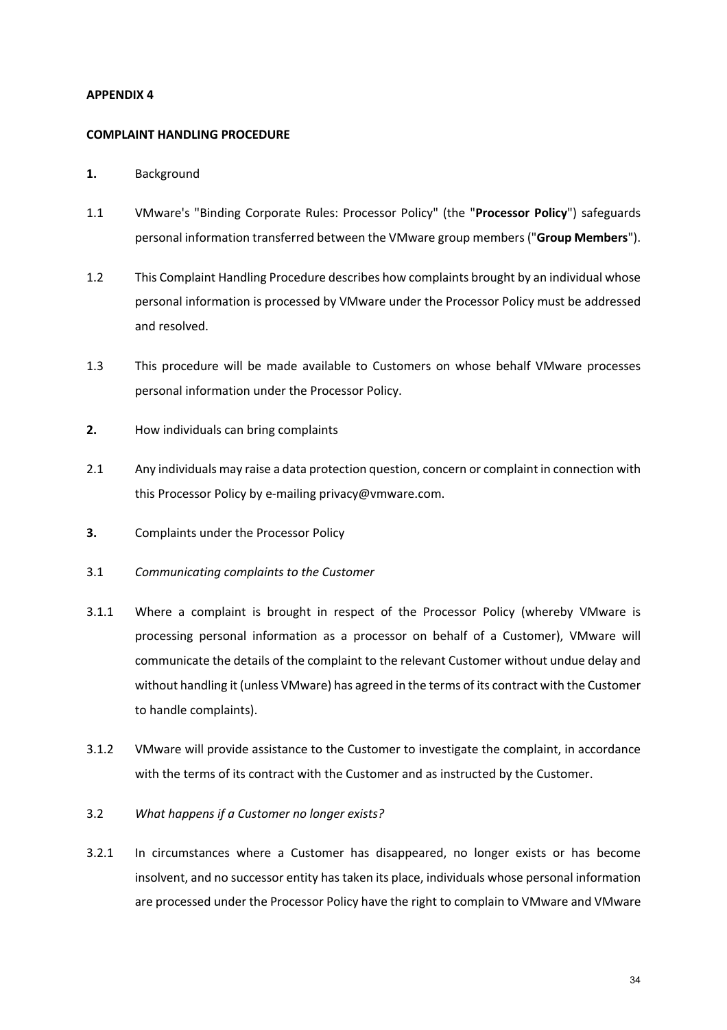**APPENDIX 4**

**COMPLAINT HANDLING PROCEDURE**

**1.** Background

1.1 VMware's "Binding Corporate Rules: Processor Policy" (the "**Processor Policy**") safeguards personal information transferred between the VMware group members ("**Group Members**").

1.2 This Complaint Handling Procedure describes how complaints brought by an individual whose personal information is processed by VMware under the Processor Policy must be addressed and resolved.

1.3 This procedure will be made available to Customers on whose behalf VMware processes personal information under the Processor Policy.

**2.** How individuals can bring complaints

2.1 Any individuals may raise a data protection question, concern or complaint in connection with this Processor Policy by e-mailing privacy@vmware.com.

**3.** Complaints under the Processor Policy

3.1 *Communicating complaints to the Customer*

3.1.1 Where a complaint is brought in respect of the Processor Policy (whereby VMware is processing personal information as a processor on behalf of a Customer), VMware will communicate the details of the complaint to the relevant Customer without undue delay and without handling it (unless VMware) has agreed in the terms of its contract with the Customer to handle complaints).

3.1.2 VMware will provide assistance to the Customer to investigate the complaint, in accordance with the terms of its contract with the Customer and as instructed by the Customer.

3.2 *What happens if a Customer no longer exists?*

3.2.1 In circumstances where a Customer has disappeared, no longer exists or has become insolvent, and no successor entity has taken its place, individuals whose personal information are processed under the Processor Policy have the right to complain to VMware and VMware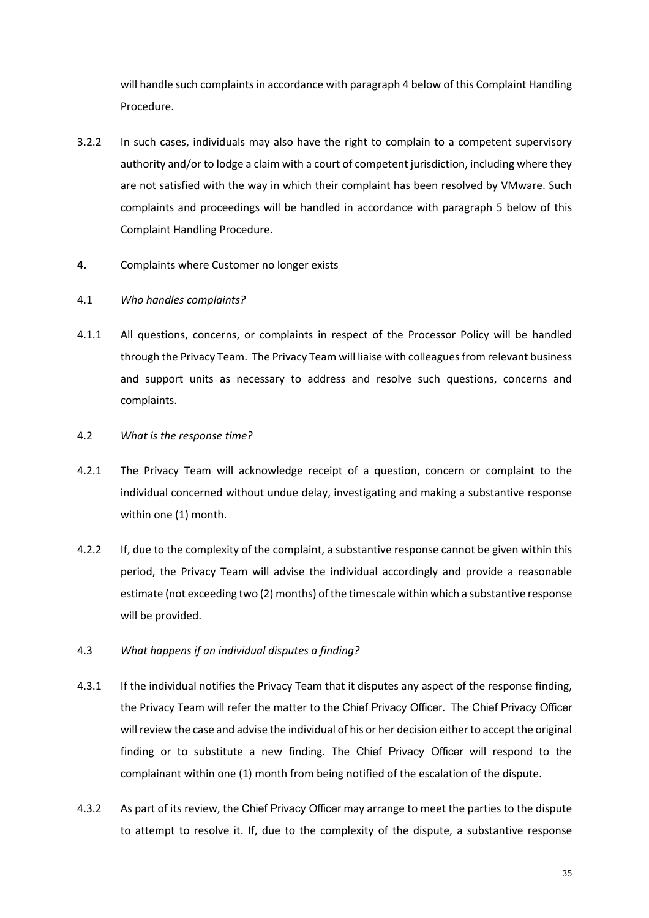will handle such complaints in accordance with paragraph 4 below of this Complaint Handling Procedure.

3.2.2 In such cases, individuals may also have the right to complain to a competent supervisory authority and/or to lodge a claim with a court of competent jurisdiction, including where they are not satisfied with the way in which their complaint has been resolved by VMware. Such complaints and proceedings will be handled in accordance with paragraph 5 below of this Complaint Handling Procedure.

**4.** Complaints where Customer no longer exists

4.1 *Who handles complaints?*

4.1.1 All questions, concerns, or complaints in respect of the Processor Policy will be handled through the Privacy Team. The Privacy Team will liaise with colleagues from relevant business and support units as necessary to address and resolve such questions, concerns and complaints.

4.2 *What is the response time?*

4.2.1 The Privacy Team will acknowledge receipt of a question, concern or complaint to the individual concerned without undue delay, investigating and making a substantive response within one (1) month.

4.2.2 If, due to the complexity of the complaint, a substantive response cannot be given within this period, the Privacy Team will advise the individual accordingly and provide a reasonable estimate (not exceeding two (2) months) of the timescale within which a substantive response will be provided.

4.3 *What happens if an individual disputes a finding?*

4.3.1 If the individual notifies the Privacy Team that it disputes any aspect of the response finding, the Privacy Team will refer the matter to the Chief Privacy Officer. The Chief Privacy Officer will review the case and advise the individual of his or her decision either to accept the original finding or to substitute a new finding. The Chief Privacy Officer will respond to the complainant within one (1) month from being notified of the escalation of the dispute.

4.3.2 As part of its review, the Chief Privacy Officer may arrange to meet the parties to the dispute to attempt to resolve it. If, due to the complexity of the dispute, a substantive response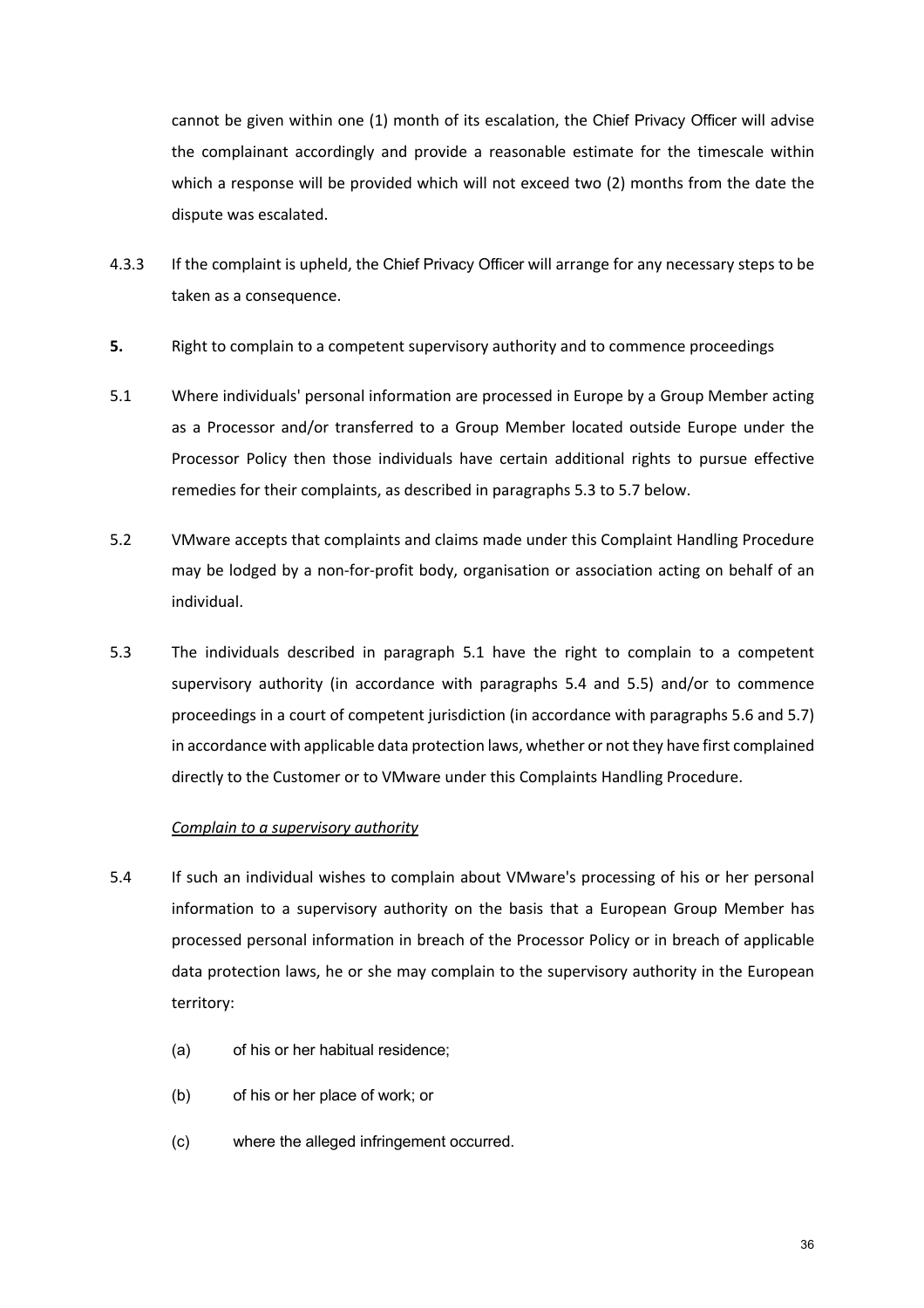cannot be given within one (1) month of its escalation, the Chief Privacy Officer will advise the complainant accordingly and provide a reasonable estimate for the timescale within which a response will be provided which will not exceed two (2) months from the date the dispute was escalated.

4.3.3 If the complaint is upheld, the Chief Privacy Officer will arrange for any necessary steps to be taken as a consequence.

**5.** Right to complain to a competent supervisory authority and to commence proceedings

5.1 Where individuals' personal information are processed in Europe by a Group Member acting as a Processor and/or transferred to a Group Member located outside Europe under the Processor Policy then those individuals have certain additional rights to pursue effective remedies for their complaints, as described in paragraphs 5.3 to 5.7 below.

5.2 VMware accepts that complaints and claims made under this Complaint Handling Procedure may be lodged by a non-for-profit body, organisation or association acting on behalf of an individual.

5.3 The individuals described in paragraph 5.1 have the right to complain to a competent supervisory authority (in accordance with paragraphs 5.4 and 5.5) and/or to commence proceedings in a court of competent jurisdiction (in accordance with paragraphs 5.6 and 5.7) in accordance with applicable data protection laws, whether or not they have first complained directly to the Customer or to VMware under this Complaints Handling Procedure.

*Complain to a supervisory authority*

5.4 If such an individual wishes to complain about VMware's processing of his or her personal information to a supervisory authority on the basis that a European Group Member has processed personal information in breach of the Processor Policy or in breach of applicable data protection laws, he or she may complain to the supervisory authority in the European territory:

(a) of his or her habitual residence;

(b) of his or her place of work; or

(c) where the alleged infringement occurred.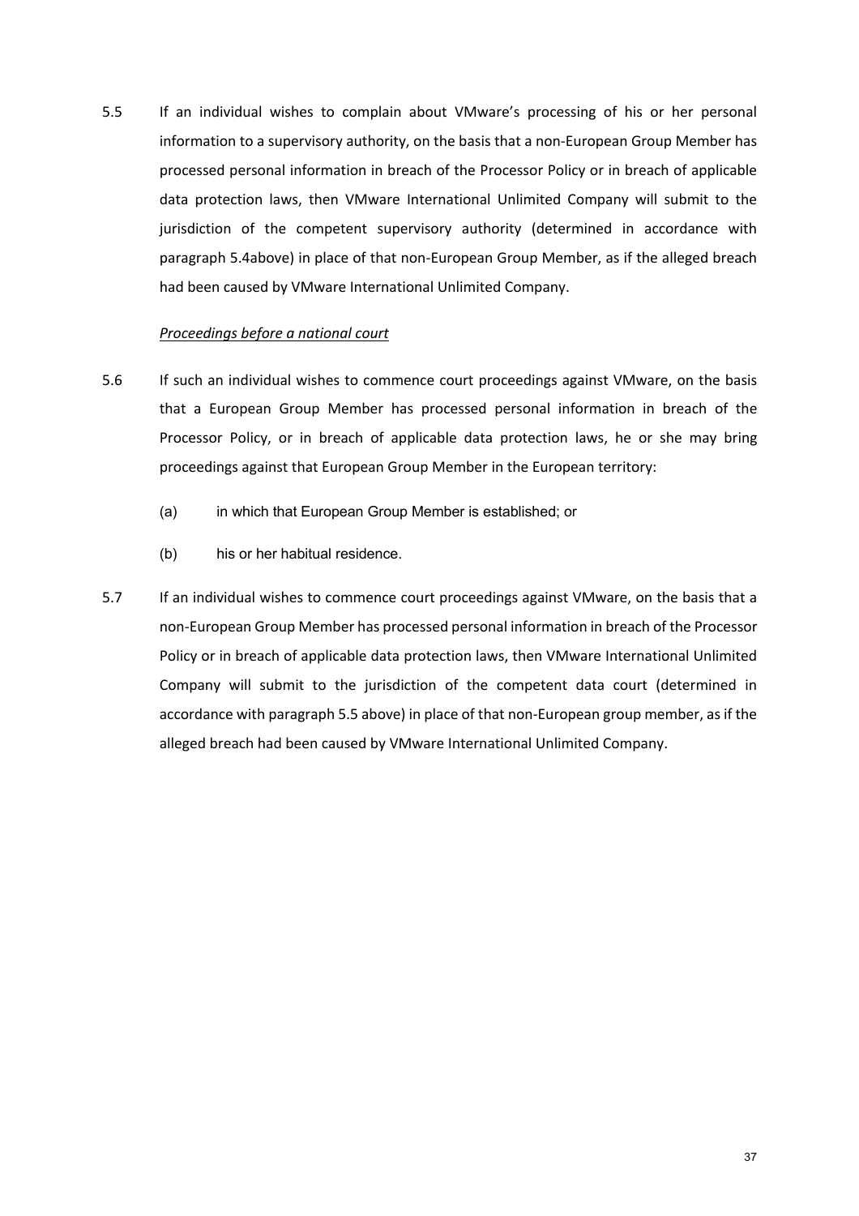5.5 If an individual wishes to complain about VMware's processing of his or her personal information to a supervisory authority, on the basis that a non-European Group Member has processed personal information in breach of the Processor Policy or in breach of applicable data protection laws, then VMware International Unlimited Company will submit to the jurisdiction of the competent supervisory authority (determined in accordance with paragraph 5.4above) in place of that non-European Group Member, as if the alleged breach had been caused by VMware International Unlimited Company.

*Proceedings before a national court*

5.6 If such an individual wishes to commence court proceedings against VMware, on the basis that a European Group Member has processed personal information in breach of the Processor Policy, or in breach of applicable data protection laws, he or she may bring proceedings against that European Group Member in the European territory:

(a) in which that European Group Member is established; or

(b) his or her habitual residence.

5.7 If an individual wishes to commence court proceedings against VMware, on the basis that a non-European Group Member has processed personal information in breach of the Processor Policy or in breach of applicable data protection laws, then VMware International Unlimited Company will submit to the jurisdiction of the competent data court (determined in accordance with paragraph 5.5 above) in place of that non-European group member, as if the alleged breach had been caused by VMware International Unlimited Company.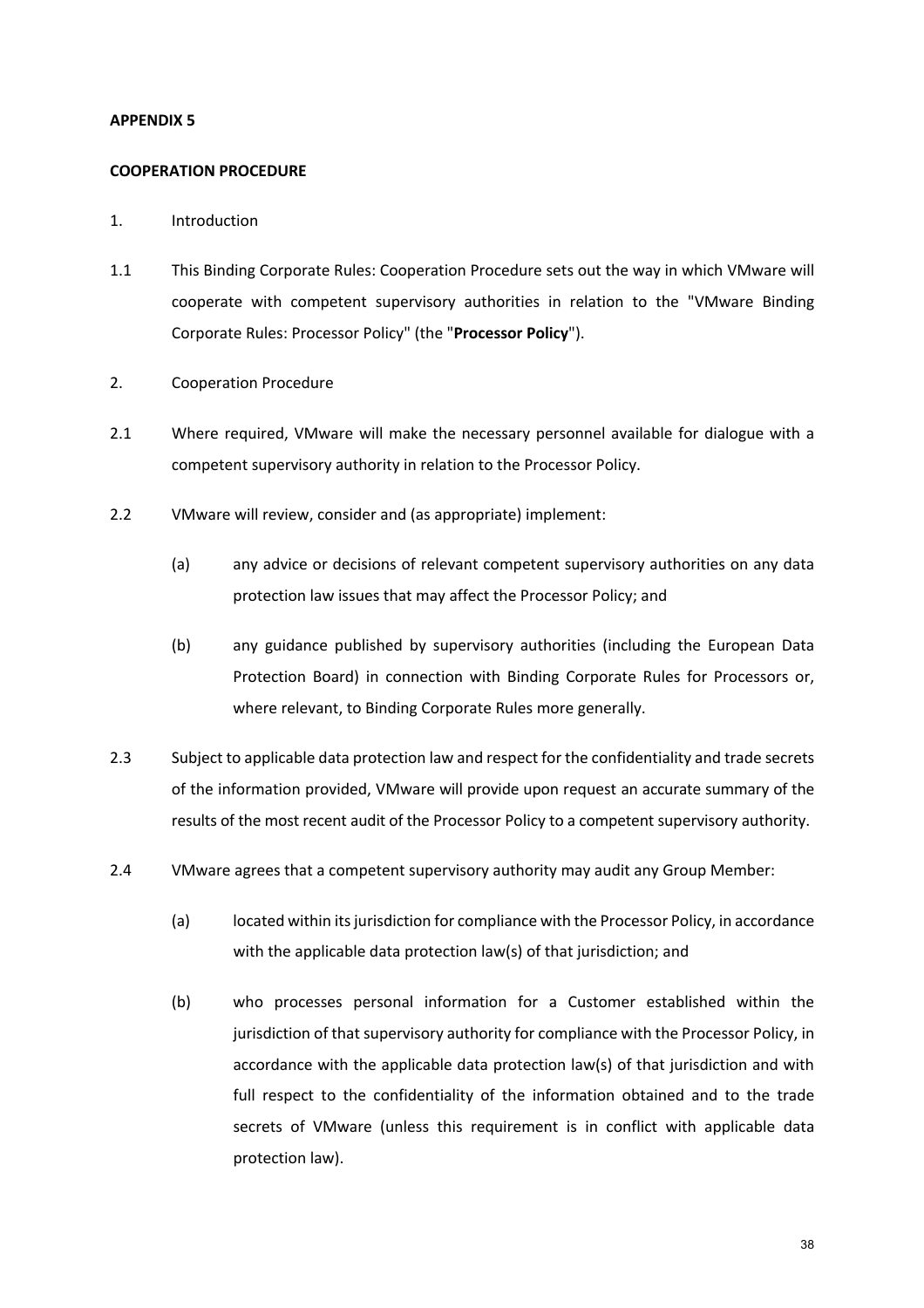**APPENDIX 5**

**COOPERATION PROCEDURE**

1. Introduction

1.1 This Binding Corporate Rules: Cooperation Procedure sets out the way in which VMware will cooperate with competent supervisory authorities in relation to the "VMware Binding Corporate Rules: Processor Policy" (the "**Processor Policy**").

2. Cooperation Procedure

2.1 Where required, VMware will make the necessary personnel available for dialogue with a competent supervisory authority in relation to the Processor Policy.

2.2 VMware will review, consider and (as appropriate) implement:

(a) any advice or decisions of relevant competent supervisory authorities on any data protection law issues that may affect the Processor Policy; and

(b) any guidance published by supervisory authorities (including the European Data Protection Board) in connection with Binding Corporate Rules for Processors or, where relevant, to Binding Corporate Rules more generally.

2.3 Subject to applicable data protection law and respect for the confidentiality and trade secrets of the information provided, VMware will provide upon request an accurate summary of the results of the most recent audit of the Processor Policy to a competent supervisory authority.

2.4 VMware agrees that a competent supervisory authority may audit any Group Member:

(a) located within its jurisdiction for compliance with the Processor Policy, in accordance with the applicable data protection law(s) of that jurisdiction; and

(b) who processes personal information for a Customer established within the jurisdiction of that supervisory authority for compliance with the Processor Policy, in accordance with the applicable data protection law(s) of that jurisdiction and with full respect to the confidentiality of the information obtained and to the trade secrets of VMware (unless this requirement is in conflict with applicable data protection law).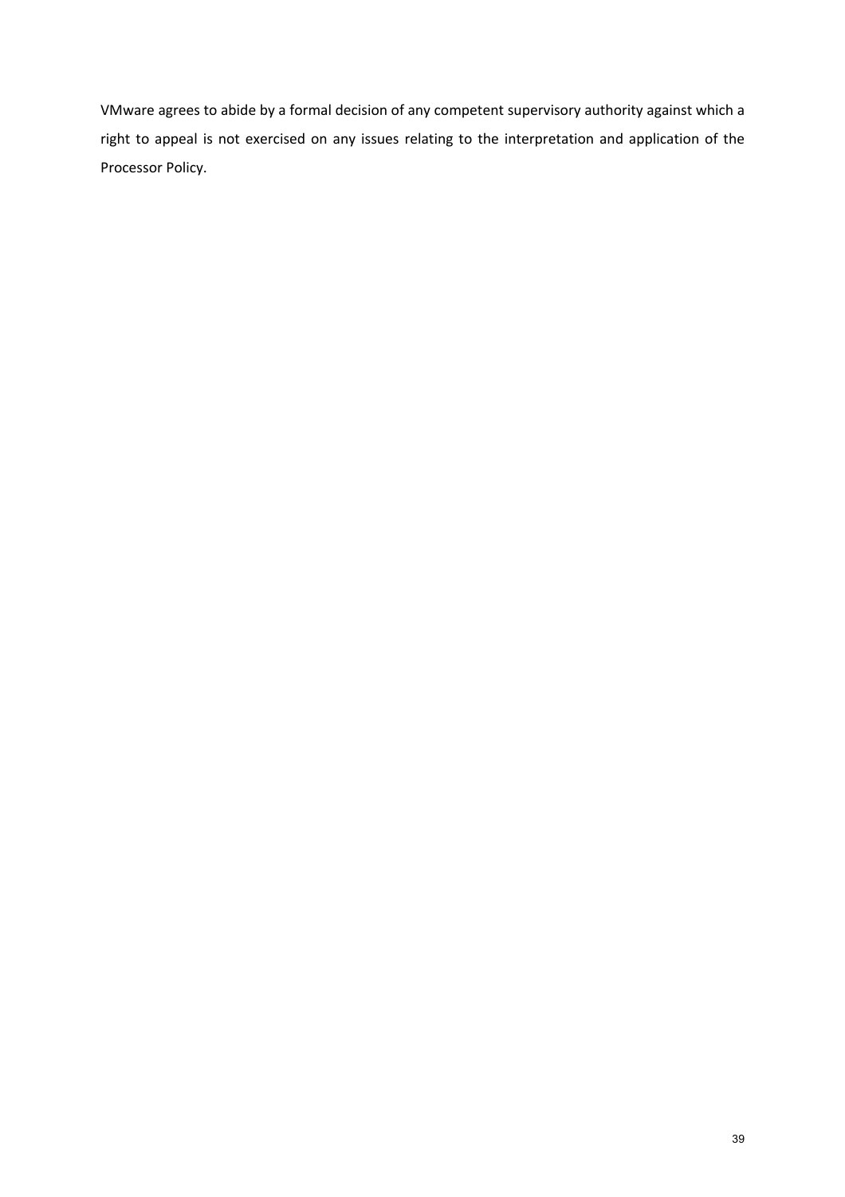VMware agrees to abide by a formal decision of any competent supervisory authority against which a right to appeal is not exercised on any issues relating to the interpretation and application of the Processor Policy.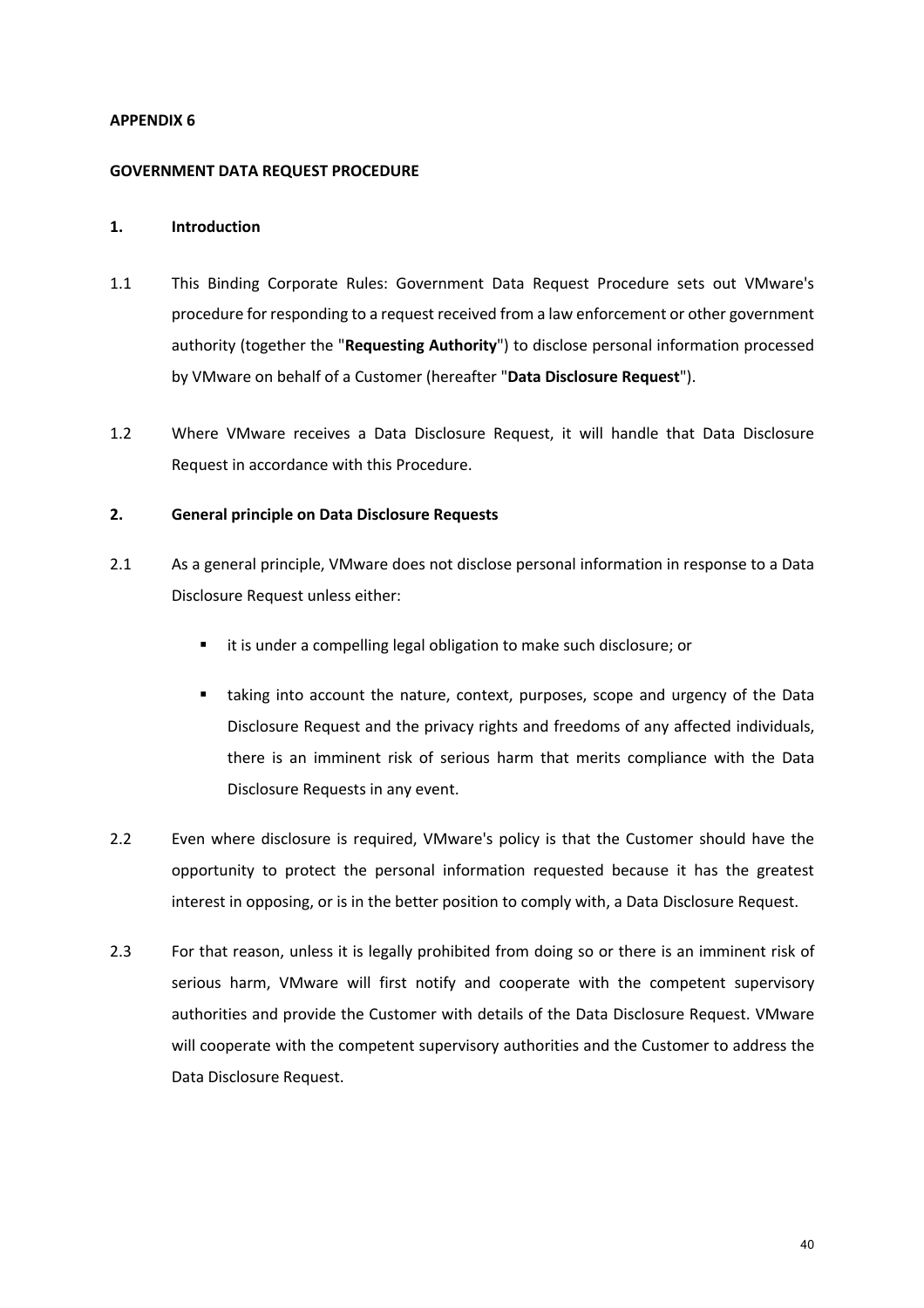**APPENDIX 6**

**GOVERNMENT DATA REQUEST PROCEDURE**

**1. Introduction**

1.1 This Binding Corporate Rules: Government Data Request Procedure sets out VMware's procedure for responding to a request received from a law enforcement or other government authority (together the "**Requesting Authority**") to disclose personal information processed by VMware on behalf of a Customer (hereafter "**Data Disclosure Request**").

1.2 Where VMware receives a Data Disclosure Request, it will handle that Data Disclosure Request in accordance with this Procedure.

**2. General principle on Data Disclosure Requests**

2.1 As a general principle, VMware does not disclose personal information in response to a Data Disclosure Request unless either:

- it is under a compelling legal obligation to make such disclosure; or
- taking into account the nature, context, purposes, scope and urgency of the Data Disclosure Request and the privacy rights and freedoms of any affected individuals, there is an imminent risk of serious harm that merits compliance with the Data Disclosure Requests in any event.

2.2 Even where disclosure is required, VMware's policy is that the Customer should have the opportunity to protect the personal information requested because it has the greatest interest in opposing, or is in the better position to comply with, a Data Disclosure Request.

2.3 For that reason, unless it is legally prohibited from doing so or there is an imminent risk of serious harm, VMware will first notify and cooperate with the competent supervisory authorities and provide the Customer with details of the Data Disclosure Request. VMware will cooperate with the competent supervisory authorities and the Customer to address the Data Disclosure Request.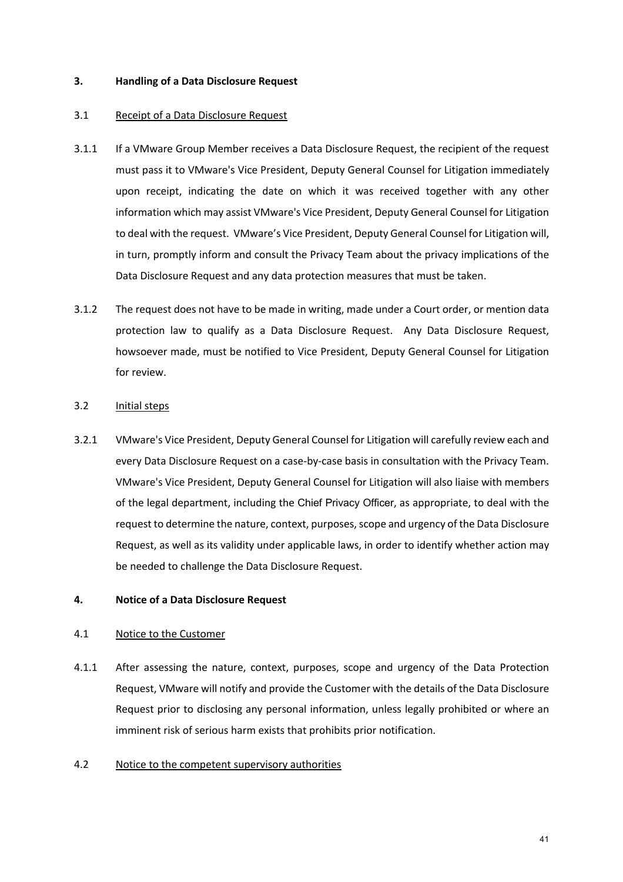## 3. Handling of a Data Disclosure Request

### 3.1 Receipt of a Data Disclosure Request

3.1.1 If a VMware Group Member receives a Data Disclosure Request, the recipient of the request must pass it to VMware's Vice President, Deputy General Counsel for Litigation immediately upon receipt, indicating the date on which it was received together with any other information which may assist VMware's Vice President, Deputy General Counsel for Litigation to deal with the request. VMware's Vice President, Deputy General Counsel for Litigation will, in turn, promptly inform and consult the Privacy Team about the privacy implications of the Data Disclosure Request and any data protection measures that must be taken.

3.1.2 The request does not have to be made in writing, made under a Court order, or mention data protection law to qualify as a Data Disclosure Request. Any Data Disclosure Request, howsoever made, must be notified to Vice President, Deputy General Counsel for Litigation for review.

### 3.2 Initial steps

3.2.1 VMware's Vice President, Deputy General Counsel for Litigation will carefully review each and every Data Disclosure Request on a case-by-case basis in consultation with the Privacy Team. VMware's Vice President, Deputy General Counsel for Litigation will also liaise with members of the legal department, including the Chief Privacy Officer, as appropriate, to deal with the request to determine the nature, context, purposes, scope and urgency of the Data Disclosure Request, as well as its validity under applicable laws, in order to identify whether action may be needed to challenge the Data Disclosure Request.

## 4. Notice of a Data Disclosure Request

### 4.1 Notice to the Customer

4.1.1 After assessing the nature, context, purposes, scope and urgency of the Data Protection Request, VMware will notify and provide the Customer with the details of the Data Disclosure Request prior to disclosing any personal information, unless legally prohibited or where an imminent risk of serious harm exists that prohibits prior notification.

### 4.2 Notice to the competent supervisory authorities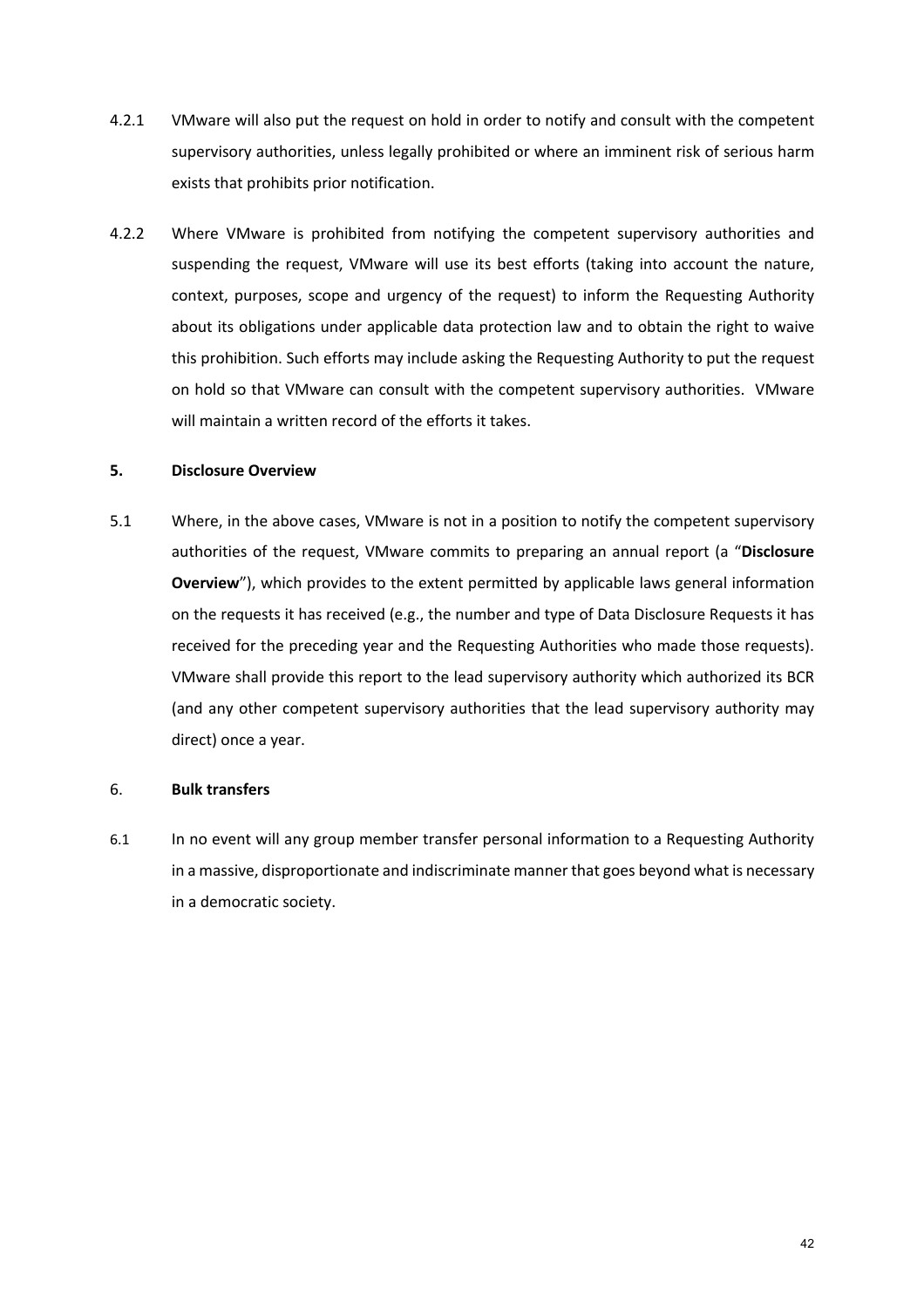4.2.1 VMware will also put the request on hold in order to notify and consult with the competent supervisory authorities, unless legally prohibited or where an imminent risk of serious harm exists that prohibits prior notification.

4.2.2 Where VMware is prohibited from notifying the competent supervisory authorities and suspending the request, VMware will use its best efforts (taking into account the nature, context, purposes, scope and urgency of the request) to inform the Requesting Authority about its obligations under applicable data protection law and to obtain the right to waive this prohibition. Such efforts may include asking the Requesting Authority to put the request on hold so that VMware can consult with the competent supervisory authorities. VMware will maintain a written record of the efforts it takes.

**5. Disclosure Overview**

5.1 Where, in the above cases, VMware is not in a position to notify the competent supervisory authorities of the request, VMware commits to preparing an annual report (a "**Disclosure Overview**"), which provides to the extent permitted by applicable laws general information on the requests it has received (e.g., the number and type of Data Disclosure Requests it has received for the preceding year and the Requesting Authorities who made those requests). VMware shall provide this report to the lead supervisory authority which authorized its BCR (and any other competent supervisory authorities that the lead supervisory authority may direct) once a year.

6. **Bulk transfers**

6.1 In no event will any group member transfer personal information to a Requesting Authority in a massive, disproportionate and indiscriminate manner that goes beyond what is necessary in a democratic society.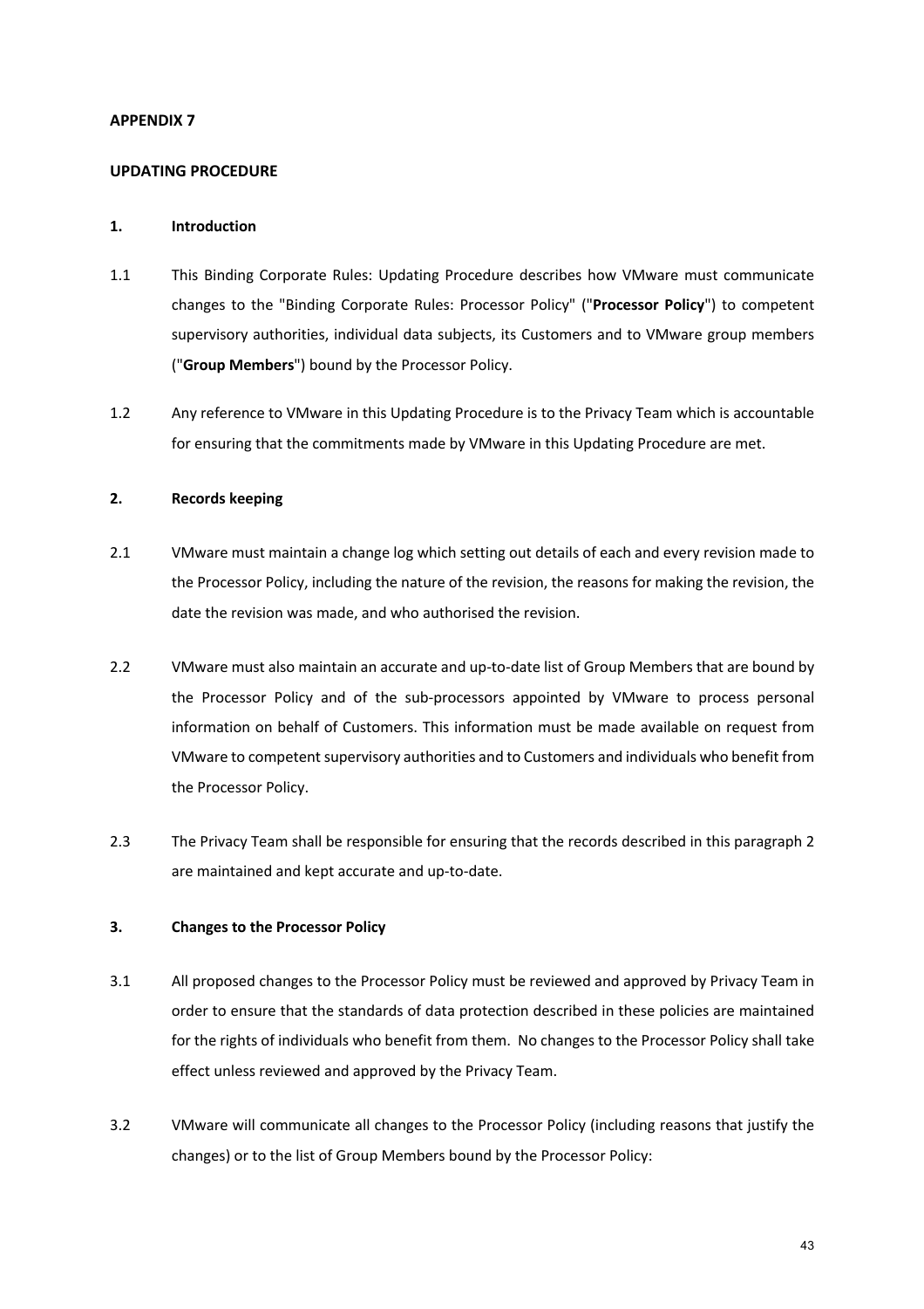**APPENDIX 7**

**UPDATING PROCEDURE**

**1. Introduction**

1.1 This Binding Corporate Rules: Updating Procedure describes how VMware must communicate changes to the "Binding Corporate Rules: Processor Policy" ("**Processor Policy**") to competent supervisory authorities, individual data subjects, its Customers and to VMware group members ("**Group Members**") bound by the Processor Policy.

1.2 Any reference to VMware in this Updating Procedure is to the Privacy Team which is accountable for ensuring that the commitments made by VMware in this Updating Procedure are met.

**2. Records keeping**

2.1 VMware must maintain a change log which setting out details of each and every revision made to the Processor Policy, including the nature of the revision, the reasons for making the revision, the date the revision was made, and who authorised the revision.

2.2 VMware must also maintain an accurate and up-to-date list of Group Members that are bound by the Processor Policy and of the sub-processors appointed by VMware to process personal information on behalf of Customers. This information must be made available on request from VMware to competent supervisory authorities and to Customers and individuals who benefit from the Processor Policy.

2.3 The Privacy Team shall be responsible for ensuring that the records described in this paragraph 2 are maintained and kept accurate and up-to-date.

**3. Changes to the Processor Policy**

3.1 All proposed changes to the Processor Policy must be reviewed and approved by Privacy Team in order to ensure that the standards of data protection described in these policies are maintained for the rights of individuals who benefit from them. No changes to the Processor Policy shall take effect unless reviewed and approved by the Privacy Team.

3.2 VMware will communicate all changes to the Processor Policy (including reasons that justify the changes) or to the list of Group Members bound by the Processor Policy: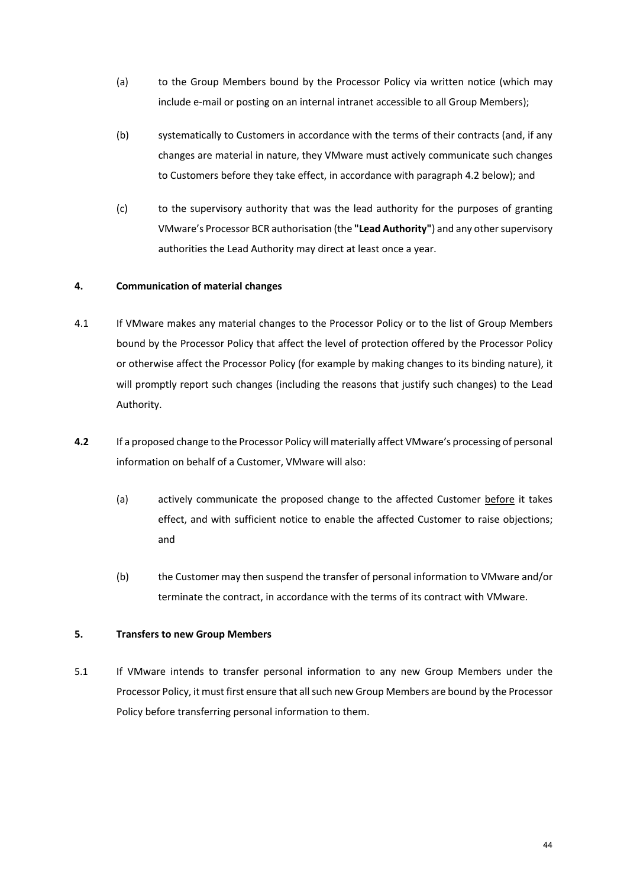(a) to the Group Members bound by the Processor Policy via written notice (which may include e-mail or posting on an internal intranet accessible to all Group Members);

(b) systematically to Customers in accordance with the terms of their contracts (and, if any changes are material in nature, they VMware must actively communicate such changes to Customers before they take effect, in accordance with paragraph 4.2 below); and

(c) to the supervisory authority that was the lead authority for the purposes of granting VMware's Processor BCR authorisation (the **"Lead Authority"**) and any other supervisory authorities the Lead Authority may direct at least once a year.

**4. Communication of material changes**

4.1 If VMware makes any material changes to the Processor Policy or to the list of Group Members bound by the Processor Policy that affect the level of protection offered by the Processor Policy or otherwise affect the Processor Policy (for example by making changes to its binding nature), it will promptly report such changes (including the reasons that justify such changes) to the Lead Authority.

**4.2** If a proposed change to the Processor Policy will materially affect VMware's processing of personal information on behalf of a Customer, VMware will also:

(a) actively communicate the proposed change to the affected Customer <u>before</u> it takes effect, and with sufficient notice to enable the affected Customer to raise objections; and

(b) the Customer may then suspend the transfer of personal information to VMware and/or terminate the contract, in accordance with the terms of its contract with VMware.

**5. Transfers to new Group Members**

5.1 If VMware intends to transfer personal information to any new Group Members under the Processor Policy, it must first ensure that all such new Group Members are bound by the Processor Policy before transferring personal information to them.